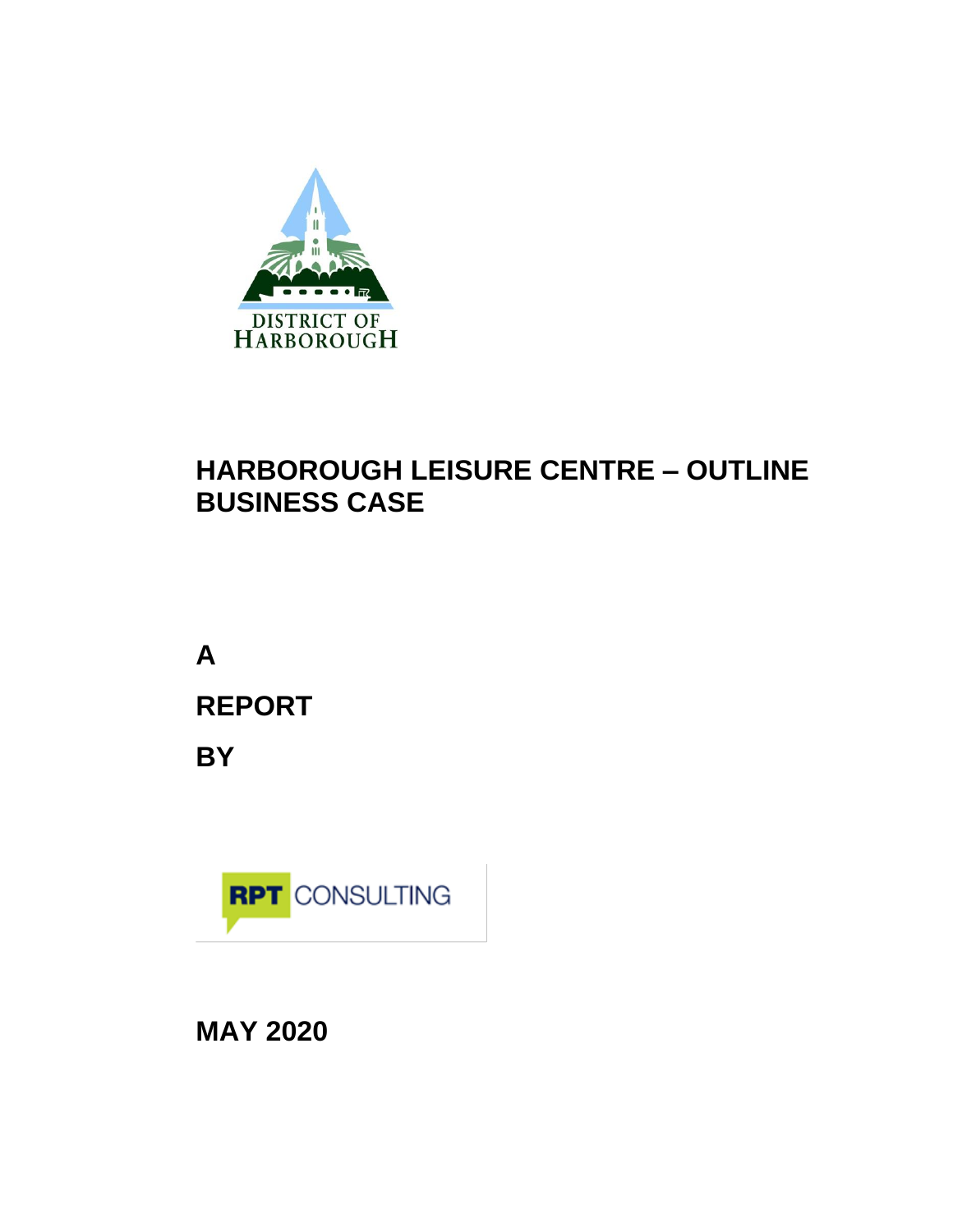DISTRICT OF HARBOROUGH

# HARBOROUGH LEISURE CENTRE – OUTLINE BUSINESS CASE

**A**

**REPORT**

**BY**

RPT CONSULTING

**MAY 2020**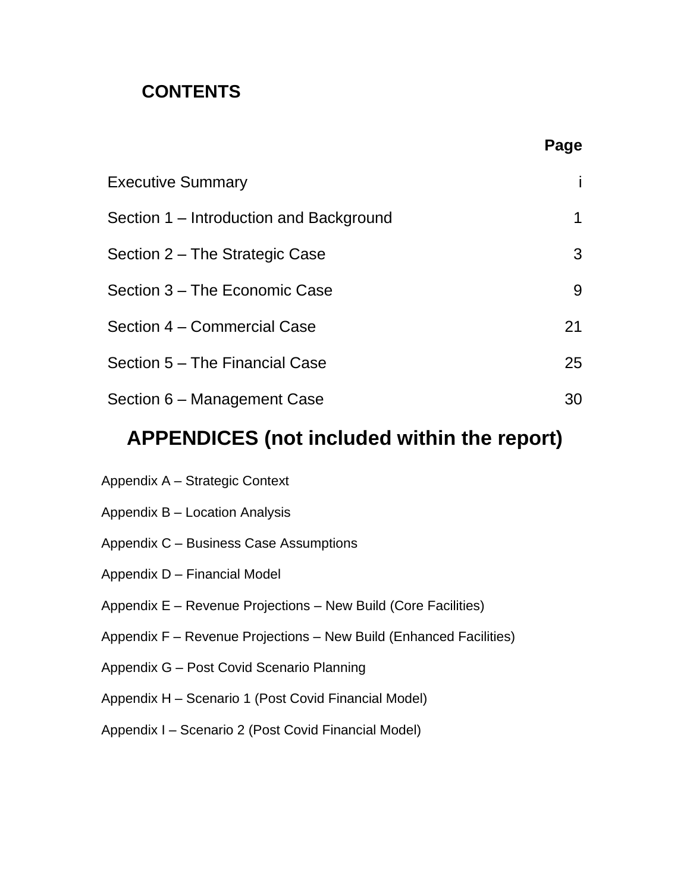# CONTENTS

| | Page |
|---|---|
| Executive Summary | i |
| Section 1 – Introduction and Background | 1 |
| Section 2 – The Strategic Case | 3 |
| Section 3 – The Economic Case | 9 |
| Section 4 – Commercial Case | 21 |
| Section 5 – The Financial Case | 25 |
| Section 6 – Management Case | 30 |

## APPENDICES (not included within the report)

Appendix A – Strategic Context

Appendix B – Location Analysis

Appendix C – Business Case Assumptions

Appendix D – Financial Model

Appendix E – Revenue Projections – New Build (Core Facilities)

Appendix F – Revenue Projections – New Build (Enhanced Facilities)

Appendix G – Post Covid Scenario Planning

Appendix H – Scenario 1 (Post Covid Financial Model)

Appendix I – Scenario 2 (Post Covid Financial Model)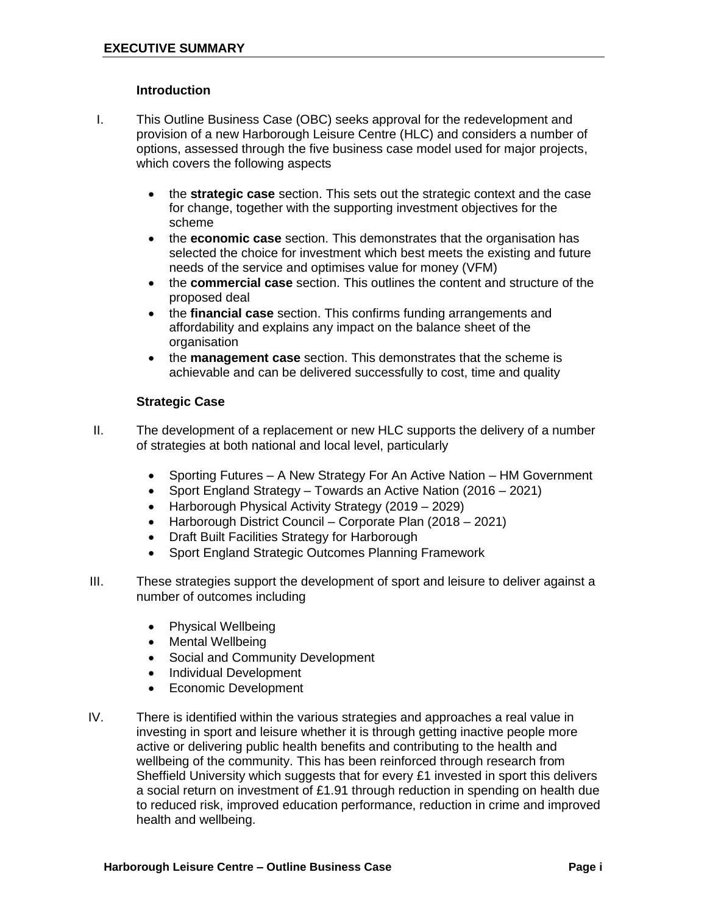## EXECUTIVE SUMMARY

### Introduction

I. This Outline Business Case (OBC) seeks approval for the redevelopment and provision of a new Harborough Leisure Centre (HLC) and considers a number of options, assessed through the five business case model used for major projects, which covers the following aspects

- the **strategic case** section. This sets out the strategic context and the case for change, together with the supporting investment objectives for the scheme
- the **economic case** section. This demonstrates that the organisation has selected the choice for investment which best meets the existing and future needs of the service and optimises value for money (VFM)
- the **commercial case** section. This outlines the content and structure of the proposed deal
- the **financial case** section. This confirms funding arrangements and affordability and explains any impact on the balance sheet of the organisation
- the **management case** section. This demonstrates that the scheme is achievable and can be delivered successfully to cost, time and quality

### Strategic Case

II. The development of a replacement or new HLC supports the delivery of a number of strategies at both national and local level, particularly

- Sporting Futures – A New Strategy For An Active Nation – HM Government
- Sport England Strategy – Towards an Active Nation (2016 – 2021)
- Harborough Physical Activity Strategy (2019 – 2029)
- Harborough District Council – Corporate Plan (2018 – 2021)
- Draft Built Facilities Strategy for Harborough
- Sport England Strategic Outcomes Planning Framework

III. These strategies support the development of sport and leisure to deliver against a number of outcomes including

- Physical Wellbeing
- Mental Wellbeing
- Social and Community Development
- Individual Development
- Economic Development

IV. There is identified within the various strategies and approaches a real value in investing in sport and leisure whether it is through getting inactive people more active or delivering public health benefits and contributing to the health and wellbeing of the community. This has been reinforced through research from Sheffield University which suggests that for every £1 invested in sport this delivers a social return on investment of £1.91 through reduction in spending on health due to reduced risk, improved education performance, reduction in crime and improved health and wellbeing.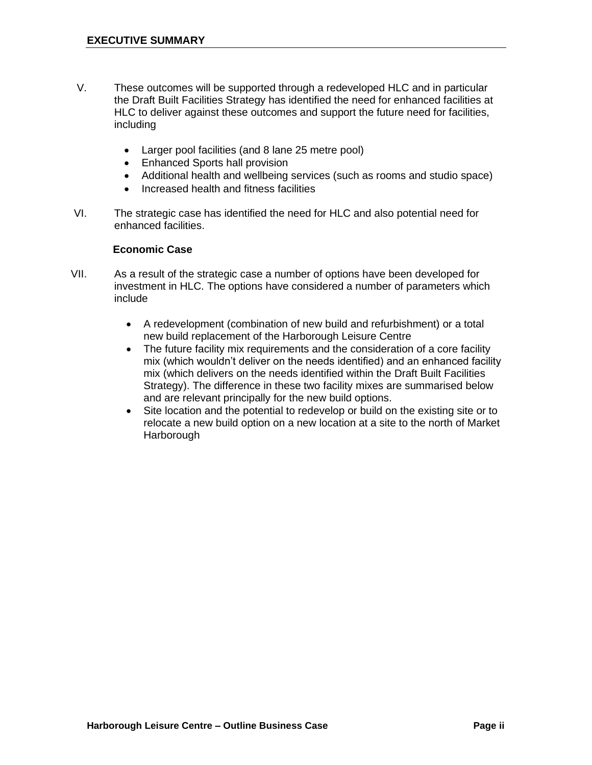V. These outcomes will be supported through a redeveloped HLC and in particular the Draft Built Facilities Strategy has identified the need for enhanced facilities at HLC to deliver against these outcomes and support the future need for facilities, including

- Larger pool facilities (and 8 lane 25 metre pool)
- Enhanced Sports hall provision
- Additional health and wellbeing services (such as rooms and studio space)
- Increased health and fitness facilities

VI. The strategic case has identified the need for HLC and also potential need for enhanced facilities.

**Economic Case**

VII. As a result of the strategic case a number of options have been developed for investment in HLC. The options have considered a number of parameters which include

- A redevelopment (combination of new build and refurbishment) or a total new build replacement of the Harborough Leisure Centre
- The future facility mix requirements and the consideration of a core facility mix (which wouldn't deliver on the needs identified) and an enhanced facility mix (which delivers on the needs identified within the Draft Built Facilities Strategy). The difference in these two facility mixes are summarised below and are relevant principally for the new build options.
- Site location and the potential to redevelop or build on the existing site or to relocate a new build option on a new location at a site to the north of Market Harborough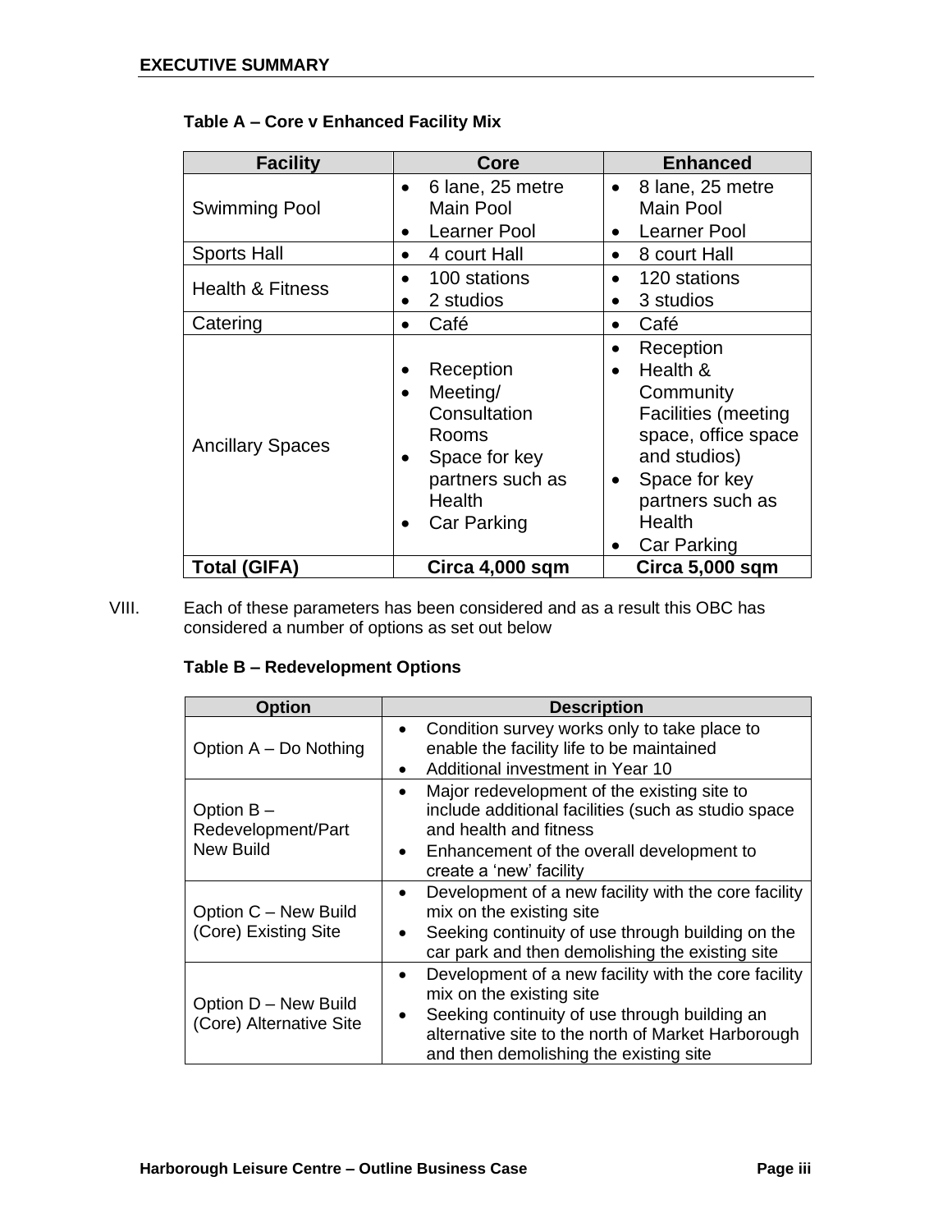**Table A – Core v Enhanced Facility Mix**

| Facility | Core | Enhanced |
|---|---|---|
| Swimming Pool | • 6 lane, 25 metre Main Pool<br>• Learner Pool | • 8 lane, 25 metre Main Pool<br>• Learner Pool |
| Sports Hall | • 4 court Hall | • 8 court Hall |
| Health & Fitness | • 100 stations<br>• 2 studios | • 120 stations<br>• 3 studios |
| Catering | • Café | • Café |
| Ancillary Spaces | • Reception<br>• Meeting/ Consultation Rooms<br>• Space for key partners such as Health<br>• Car Parking | • Reception<br>• Health & Community Facilities (meeting space, office space and studios)<br>• Space for key partners such as Health<br>• Car Parking |
| **Total (GIFA)** | **Circa 4,000 sqm** | **Circa 5,000 sqm** |

VIII. Each of these parameters has been considered and as a result this OBC has considered a number of options as set out below

**Table B – Redevelopment Options**

| Option | Description |
|---|---|
| Option A – Do Nothing | • Condition survey works only to take place to enable the facility life to be maintained<br>• Additional investment in Year 10 |
| Option B – Redevelopment/Part New Build | • Major redevelopment of the existing site to include additional facilities (such as studio space and health and fitness<br>• Enhancement of the overall development to create a 'new' facility |
| Option C – New Build (Core) Existing Site | • Development of a new facility with the core facility mix on the existing site<br>• Seeking continuity of use through building on the car park and then demolishing the existing site |
| Option D – New Build (Core) Alternative Site | • Development of a new facility with the core facility mix on the existing site<br>• Seeking continuity of use through building an alternative site to the north of Market Harborough and then demolishing the existing site |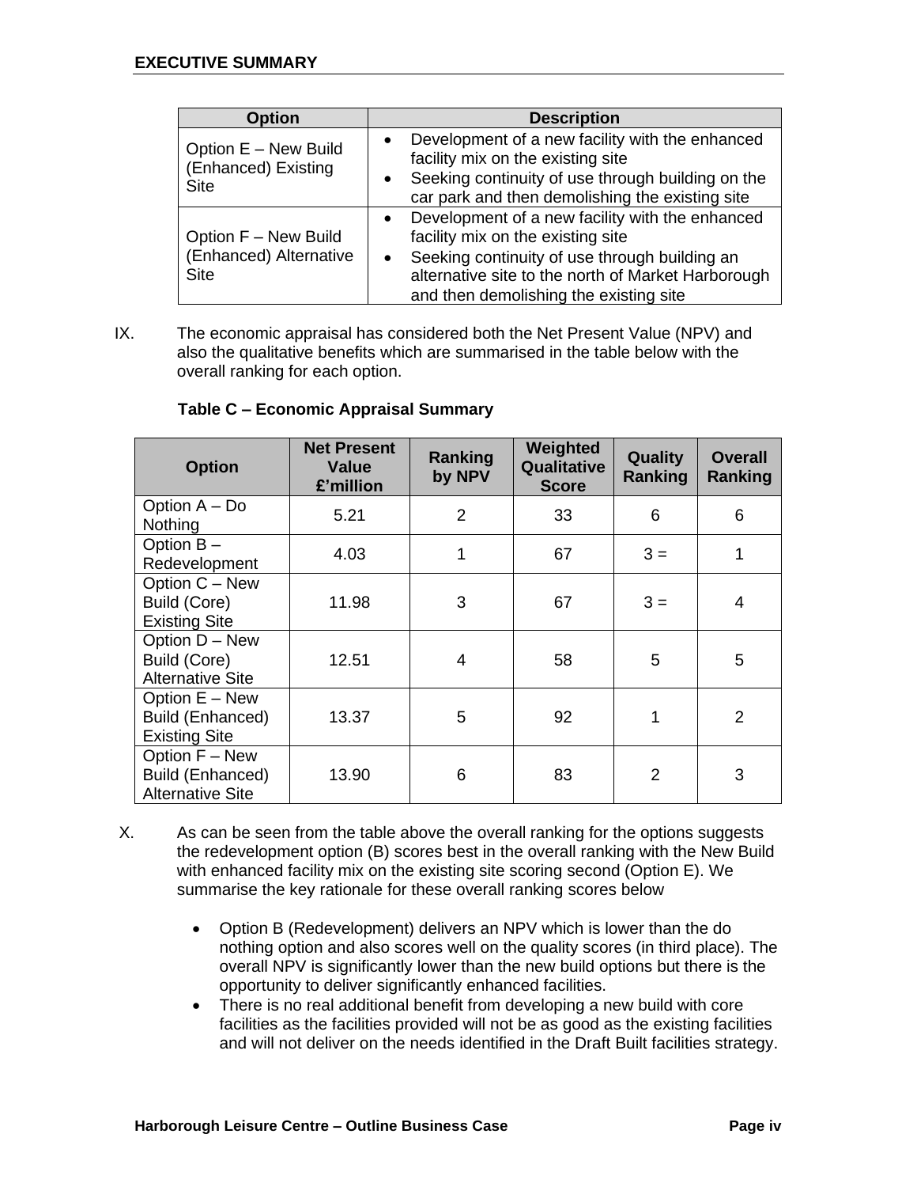| Option | Description |
|---|---|
| Option E – New Build (Enhanced) Existing Site | • Development of a new facility with the enhanced facility mix on the existing site<br>• Seeking continuity of use through building on the car park and then demolishing the existing site |
| Option F – New Build (Enhanced) Alternative Site | • Development of a new facility with the enhanced facility mix on the existing site<br>• Seeking continuity of use through building an alternative site to the north of Market Harborough and then demolishing the existing site |

IX. The economic appraisal has considered both the Net Present Value (NPV) and also the qualitative benefits which are summarised in the table below with the overall ranking for each option.

**Table C – Economic Appraisal Summary**

| Option | Net Present Value £'million | Ranking by NPV | Weighted Qualitative Score | Quality Ranking | Overall Ranking |
|---|---|---|---|---|---|
| Option A – Do Nothing | 5.21 | 2 | 33 | 6 | 6 |
| Option B – Redevelopment | 4.03 | 1 | 67 | 3 = | 1 |
| Option C – New Build (Core) Existing Site | 11.98 | 3 | 67 | 3 = | 4 |
| Option D – New Build (Core) Alternative Site | 12.51 | 4 | 58 | 5 | 5 |
| Option E – New Build (Enhanced) Existing Site | 13.37 | 5 | 92 | 1 | 2 |
| Option F – New Build (Enhanced) Alternative Site | 13.90 | 6 | 83 | 2 | 3 |

X. As can be seen from the table above the overall ranking for the options suggests the redevelopment option (B) scores best in the overall ranking with the New Build with enhanced facility mix on the existing site scoring second (Option E). We summarise the key rationale for these overall ranking scores below

- Option B (Redevelopment) delivers an NPV which is lower than the do nothing option and also scores well on the quality scores (in third place). The overall NPV is significantly lower than the new build options but there is the opportunity to deliver significantly enhanced facilities.
- There is no real additional benefit from developing a new build with core facilities as the facilities provided will not be as good as the existing facilities and will not deliver on the needs identified in the Draft Built facilities strategy.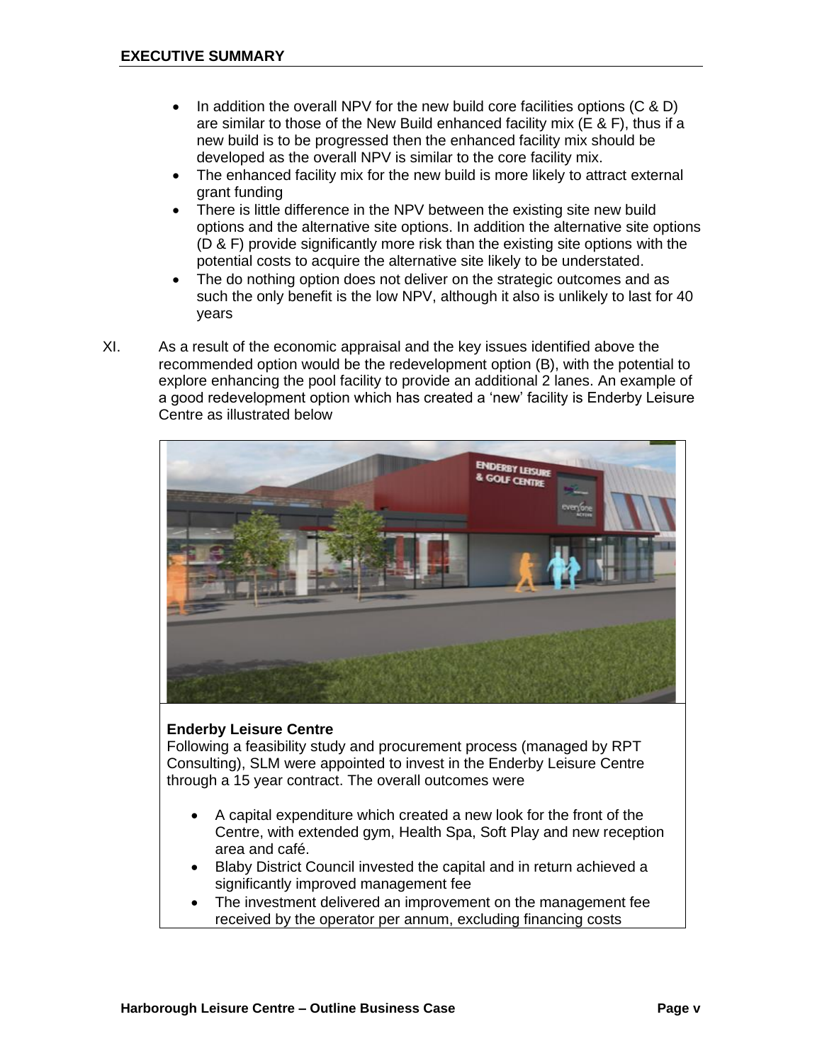- In addition the overall NPV for the new build core facilities options (C & D) are similar to those of the New Build enhanced facility mix (E & F), thus if a new build is to be progressed then the enhanced facility mix should be developed as the overall NPV is similar to the core facility mix.
- The enhanced facility mix for the new build is more likely to attract external grant funding
- There is little difference in the NPV between the existing site new build options and the alternative site options. In addition the alternative site options (D & F) provide significantly more risk than the existing site options with the potential costs to acquire the alternative site likely to be understated.
- The do nothing option does not deliver on the strategic outcomes and as such the only benefit is the low NPV, although it also is unlikely to last for 40 years

XI. As a result of the economic appraisal and the key issues identified above the recommended option would be the redevelopment option (B), with the potential to explore enhancing the pool facility to provide an additional 2 lanes. An example of a good redevelopment option which has created a 'new' facility is Enderby Leisure Centre as illustrated below

**Enderby Leisure Centre**

Following a feasibility study and procurement process (managed by RPT Consulting), SLM were appointed to invest in the Enderby Leisure Centre through a 15 year contract. The overall outcomes were

- A capital expenditure which created a new look for the front of the Centre, with extended gym, Health Spa, Soft Play and new reception area and café.
- Blaby District Council invested the capital and in return achieved a significantly improved management fee
- The investment delivered an improvement on the management fee received by the operator per annum, excluding financing costs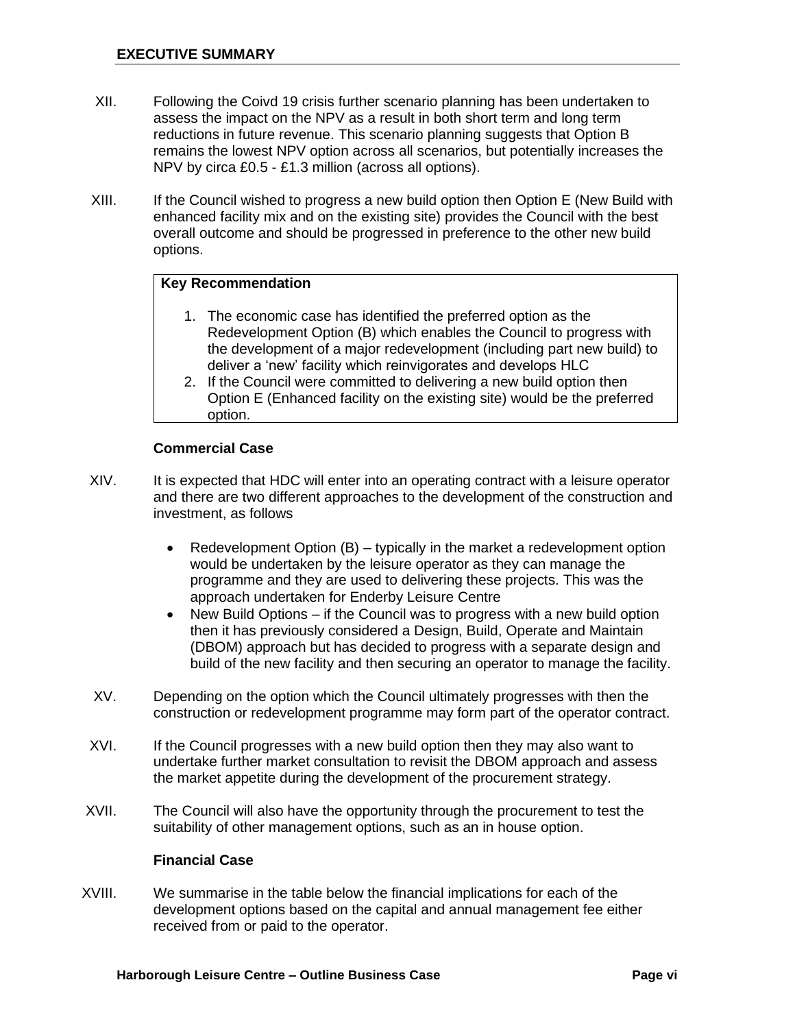XII. Following the Coivd 19 crisis further scenario planning has been undertaken to assess the impact on the NPV as a result in both short term and long term reductions in future revenue. This scenario planning suggests that Option B remains the lowest NPV option across all scenarios, but potentially increases the NPV by circa £0.5 - £1.3 million (across all options).

XIII. If the Council wished to progress a new build option then Option E (New Build with enhanced facility mix and on the existing site) provides the Council with the best overall outcome and should be progressed in preference to the other new build options.

**Key Recommendation**

1. The economic case has identified the preferred option as the Redevelopment Option (B) which enables the Council to progress with the development of a major redevelopment (including part new build) to deliver a 'new' facility which reinvigorates and develops HLC
2. If the Council were committed to delivering a new build option then Option E (Enhanced facility on the existing site) would be the preferred option.

### Commercial Case

XIV. It is expected that HDC will enter into an operating contract with a leisure operator and there are two different approaches to the development of the construction and investment, as follows

- Redevelopment Option (B) – typically in the market a redevelopment option would be undertaken by the leisure operator as they can manage the programme and they are used to delivering these projects. This was the approach undertaken for Enderby Leisure Centre
- New Build Options – if the Council was to progress with a new build option then it has previously considered a Design, Build, Operate and Maintain (DBOM) approach but has decided to progress with a separate design and build of the new facility and then securing an operator to manage the facility.

XV. Depending on the option which the Council ultimately progresses with then the construction or redevelopment programme may form part of the operator contract.

XVI. If the Council progresses with a new build option then they may also want to undertake further market consultation to revisit the DBOM approach and assess the market appetite during the development of the procurement strategy.

XVII. The Council will also have the opportunity through the procurement to test the suitability of other management options, such as an in house option.

### Financial Case

XVIII. We summarise in the table below the financial implications for each of the development options based on the capital and annual management fee either received from or paid to the operator.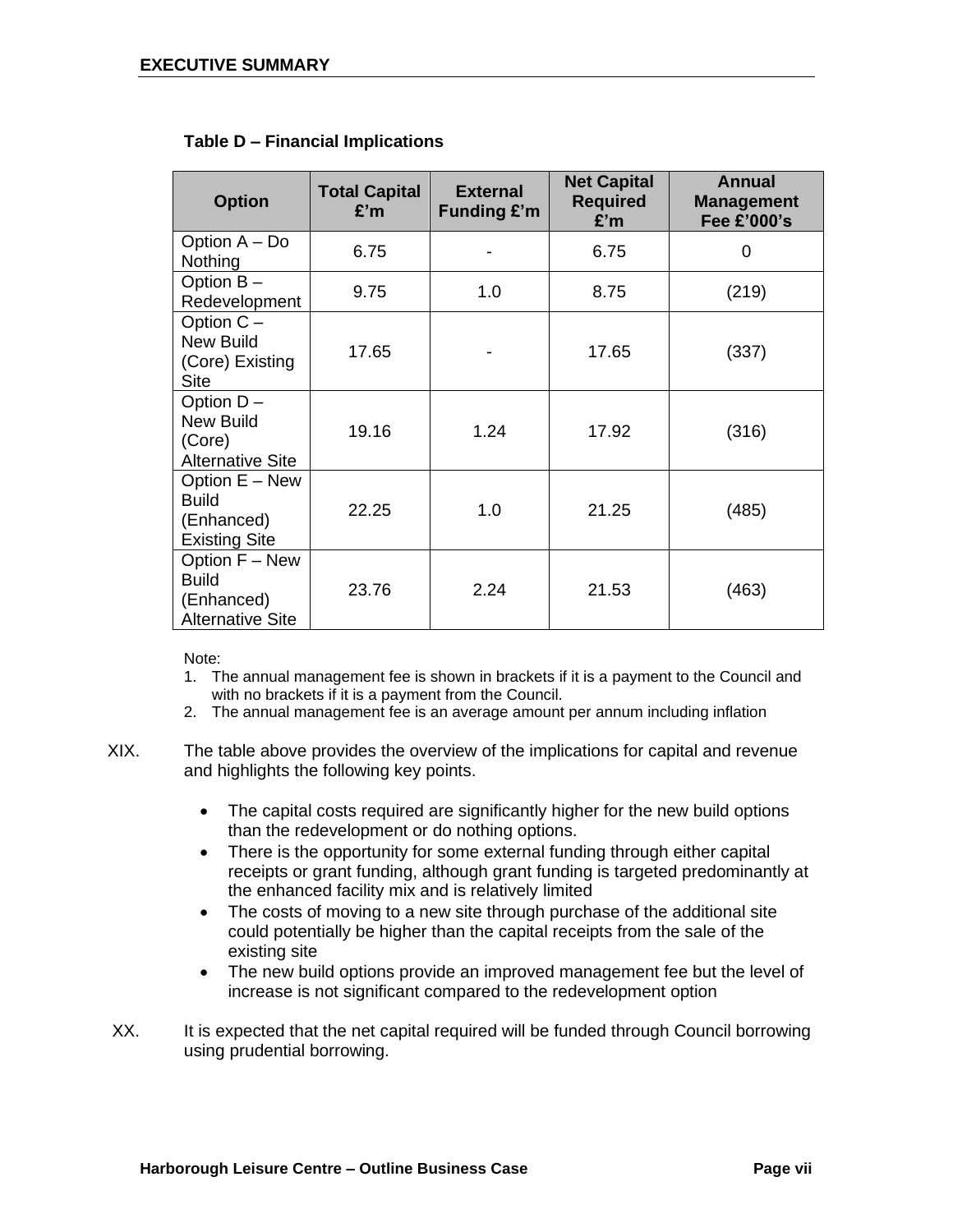**Table D – Financial Implications**

| Option | Total Capital £'m | External Funding £'m | Net Capital Required £'m | Annual Management Fee £'000's |
|---|---|---|---|---|
| Option A – Do Nothing | 6.75 | - | 6.75 | 0 |
| Option B – Redevelopment | 9.75 | 1.0 | 8.75 | (219) |
| Option C – New Build (Core) Existing Site | 17.65 | - | 17.65 | (337) |
| Option D – New Build (Core) Alternative Site | 19.16 | 1.24 | 17.92 | (316) |
| Option E – New Build (Enhanced) Existing Site | 22.25 | 1.0 | 21.25 | (485) |
| Option F – New Build (Enhanced) Alternative Site | 23.76 | 2.24 | 21.53 | (463) |

Note:

1. The annual management fee is shown in brackets if it is a payment to the Council and with no brackets if it is a payment from the Council.
2. The annual management fee is an average amount per annum including inflation

XIX. The table above provides the overview of the implications for capital and revenue and highlights the following key points.

- The capital costs required are significantly higher for the new build options than the redevelopment or do nothing options.
- There is the opportunity for some external funding through either capital receipts or grant funding, although grant funding is targeted predominantly at the enhanced facility mix and is relatively limited
- The costs of moving to a new site through purchase of the additional site could potentially be higher than the capital receipts from the sale of the existing site
- The new build options provide an improved management fee but the level of increase is not significant compared to the redevelopment option

XX. It is expected that the net capital required will be funded through Council borrowing using prudential borrowing.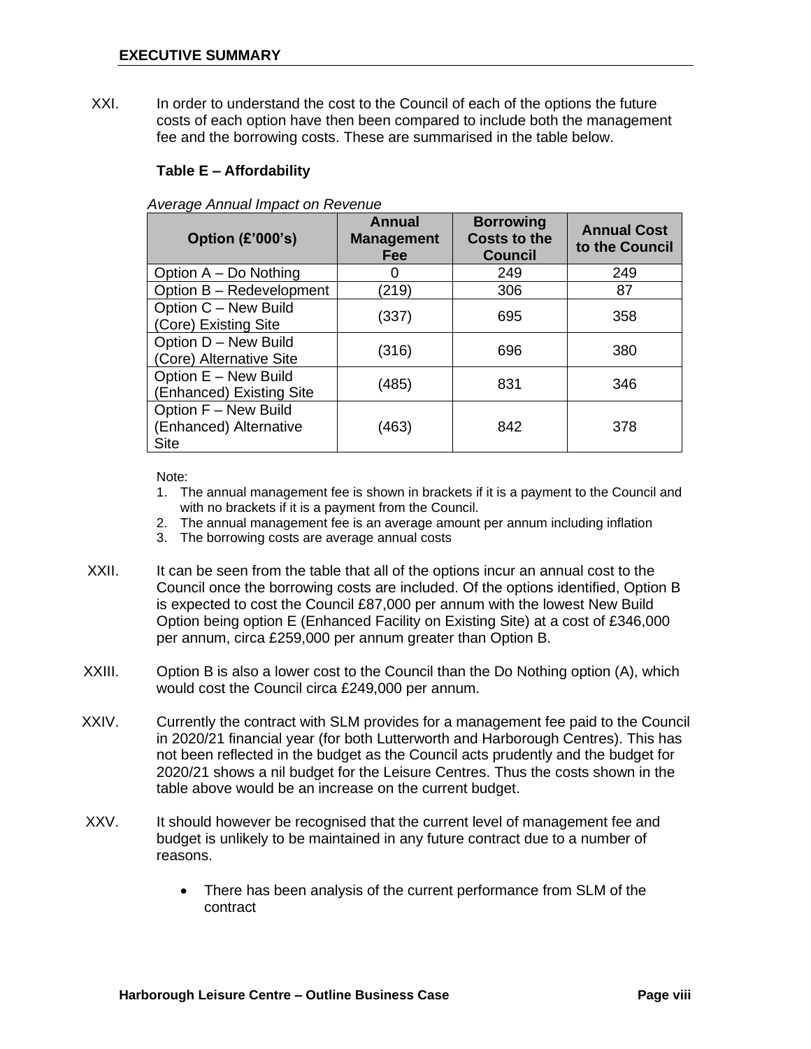## EXECUTIVE SUMMARY

XXI. In order to understand the cost to the Council of each of the options the future costs of each option have then been compared to include both the management fee and the borrowing costs. These are summarised in the table below.

**Table E – Affordability**

*Average Annual Impact on Revenue*

| Option (£'000's) | Annual Management Fee | Borrowing Costs to the Council | Annual Cost to the Council |
|---|---|---|---|
| Option A – Do Nothing | 0 | 249 | 249 |
| Option B – Redevelopment | (219) | 306 | 87 |
| Option C – New Build (Core) Existing Site | (337) | 695 | 358 |
| Option D – New Build (Core) Alternative Site | (316) | 696 | 380 |
| Option E – New Build (Enhanced) Existing Site | (485) | 831 | 346 |
| Option F – New Build (Enhanced) Alternative Site | (463) | 842 | 378 |

Note:

1. The annual management fee is shown in brackets if it is a payment to the Council and with no brackets if it is a payment from the Council.
2. The annual management fee is an average amount per annum including inflation
3. The borrowing costs are average annual costs

XXII. It can be seen from the table that all of the options incur an annual cost to the Council once the borrowing costs are included. Of the options identified, Option B is expected to cost the Council £87,000 per annum with the lowest New Build Option being option E (Enhanced Facility on Existing Site) at a cost of £346,000 per annum, circa £259,000 per annum greater than Option B.

XXIII. Option B is also a lower cost to the Council than the Do Nothing option (A), which would cost the Council circa £249,000 per annum.

XXIV. Currently the contract with SLM provides for a management fee paid to the Council in 2020/21 financial year (for both Lutterworth and Harborough Centres). This has not been reflected in the budget as the Council acts prudently and the budget for 2020/21 shows a nil budget for the Leisure Centres. Thus the costs shown in the table above would be an increase on the current budget.

XXV. It should however be recognised that the current level of management fee and budget is unlikely to be maintained in any future contract due to a number of reasons.

- There has been analysis of the current performance from SLM of the contract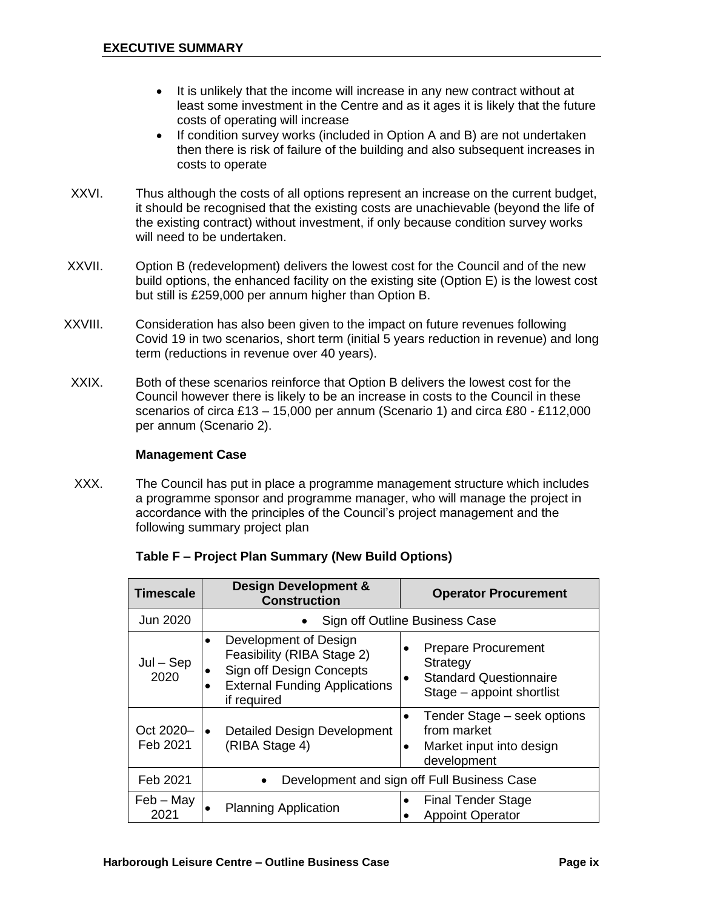- It is unlikely that the income will increase in any new contract without at least some investment in the Centre and as it ages it is likely that the future costs of operating will increase
- If condition survey works (included in Option A and B) are not undertaken then there is risk of failure of the building and also subsequent increases in costs to operate

XXVI. Thus although the costs of all options represent an increase on the current budget, it should be recognised that the existing costs are unachievable (beyond the life of the existing contract) without investment, if only because condition survey works will need to be undertaken.

XXVII. Option B (redevelopment) delivers the lowest cost for the Council and of the new build options, the enhanced facility on the existing site (Option E) is the lowest cost but still is £259,000 per annum higher than Option B.

XXVIII. Consideration has also been given to the impact on future revenues following Covid 19 in two scenarios, short term (initial 5 years reduction in revenue) and long term (reductions in revenue over 40 years).

XXIX. Both of these scenarios reinforce that Option B delivers the lowest cost for the Council however there is likely to be an increase in costs to the Council in these scenarios of circa £13 – 15,000 per annum (Scenario 1) and circa £80 - £112,000 per annum (Scenario 2).

**Management Case**

XXX. The Council has put in place a programme management structure which includes a programme sponsor and programme manager, who will manage the project in accordance with the principles of the Council's project management and the following summary project plan

**Table F – Project Plan Summary (New Build Options)**

| Timescale | Design Development & Construction | Operator Procurement |
|---|---|---|
| Jun 2020 | • Sign off Outline Business Case | |
| Jul – Sep 2020 | • Development of Design Feasibility (RIBA Stage 2)<br>• Sign off Design Concepts<br>• External Funding Applications if required | • Prepare Procurement Strategy<br>• Standard Questionnaire Stage – appoint shortlist |
| Oct 2020– Feb 2021 | • Detailed Design Development (RIBA Stage 4) | • Tender Stage – seek options from market<br>• Market input into design development |
| Feb 2021 | • Development and sign off Full Business Case | |
| Feb – May 2021 | • Planning Application | • Final Tender Stage<br>• Appoint Operator |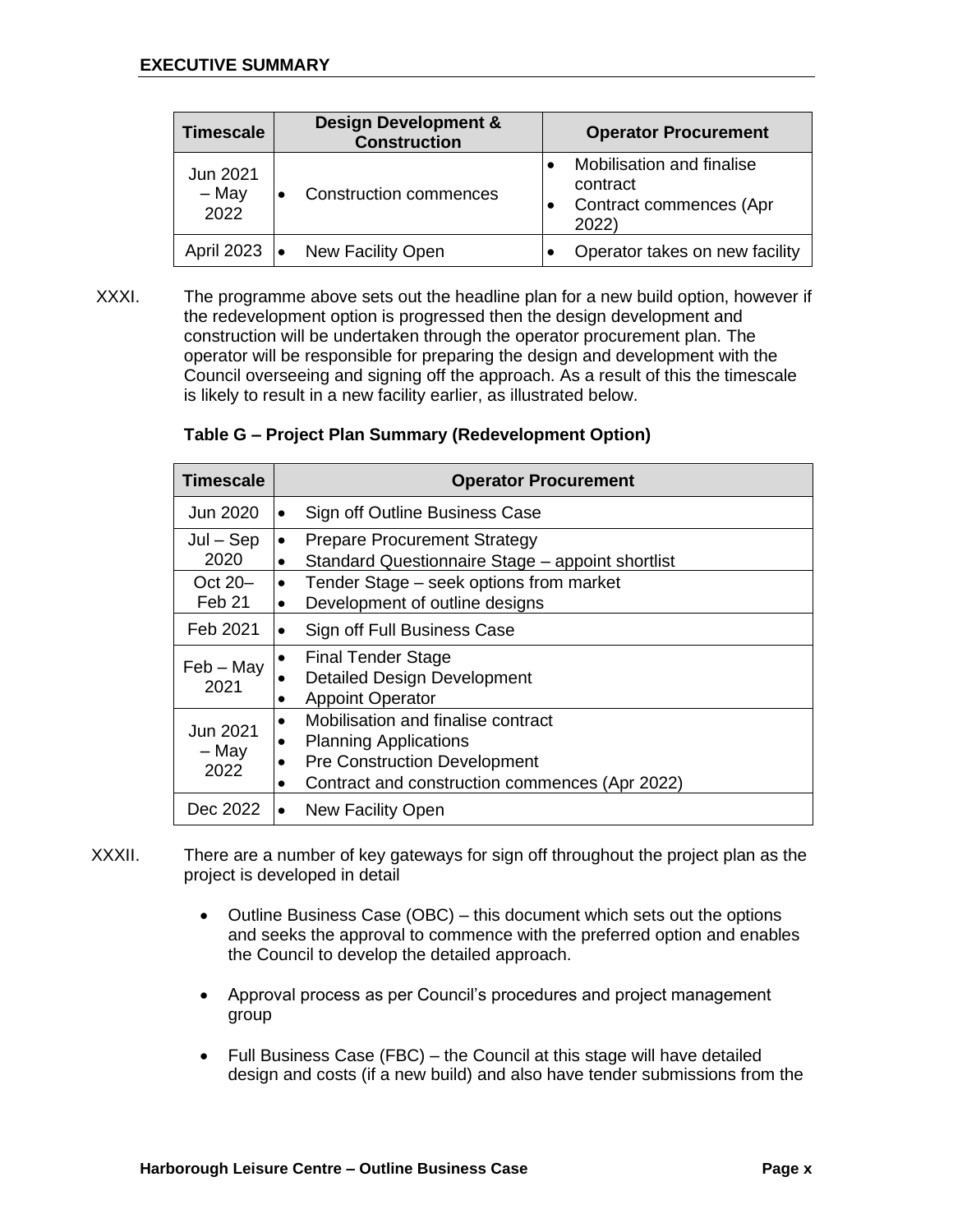| Timescale | Design Development & Construction | Operator Procurement |
|---|---|---|
| Jun 2021 – May 2022 | • Construction commences | • Mobilisation and finalise contract<br>• Contract commences (Apr 2022) |
| April 2023 | • New Facility Open | • Operator takes on new facility |

XXXI. The programme above sets out the headline plan for a new build option, however if the redevelopment option is progressed then the design development and construction will be undertaken through the operator procurement plan. The operator will be responsible for preparing the design and development with the Council overseeing and signing off the approach. As a result of this the timescale is likely to result in a new facility earlier, as illustrated below.

**Table G – Project Plan Summary (Redevelopment Option)**

| Timescale | Operator Procurement |
|---|---|
| Jun 2020 | • Sign off Outline Business Case |
| Jul – Sep 2020 | • Prepare Procurement Strategy<br>• Standard Questionnaire Stage – appoint shortlist |
| Oct 20– Feb 21 | • Tender Stage – seek options from market<br>• Development of outline designs |
| Feb 2021 | • Sign off Full Business Case |
| Feb – May 2021 | • Final Tender Stage<br>• Detailed Design Development<br>• Appoint Operator |
| Jun 2021 – May 2022 | • Mobilisation and finalise contract<br>• Planning Applications<br>• Pre Construction Development<br>• Contract and construction commences (Apr 2022) |
| Dec 2022 | • New Facility Open |

XXXII. There are a number of key gateways for sign off throughout the project plan as the project is developed in detail

- Outline Business Case (OBC) – this document which sets out the options and seeks the approval to commence with the preferred option and enables the Council to develop the detailed approach.

- Approval process as per Council's procedures and project management group

- Full Business Case (FBC) – the Council at this stage will have detailed design and costs (if a new build) and also have tender submissions from the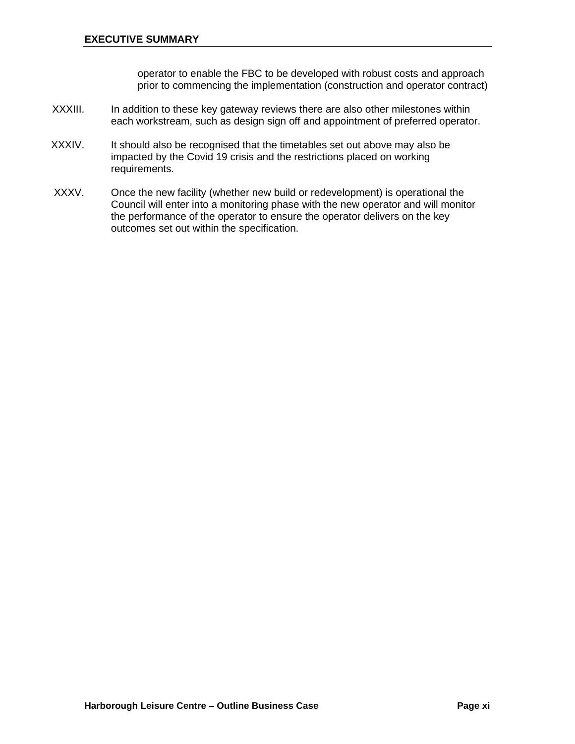operator to enable the FBC to be developed with robust costs and approach prior to commencing the implementation (construction and operator contract)

XXXIII. In addition to these key gateway reviews there are also other milestones within each workstream, such as design sign off and appointment of preferred operator.

XXXIV. It should also be recognised that the timetables set out above may also be impacted by the Covid 19 crisis and the restrictions placed on working requirements.

XXXV. Once the new facility (whether new build or redevelopment) is operational the Council will enter into a monitoring phase with the new operator and will monitor the performance of the operator to ensure the operator delivers on the key outcomes set out within the specification.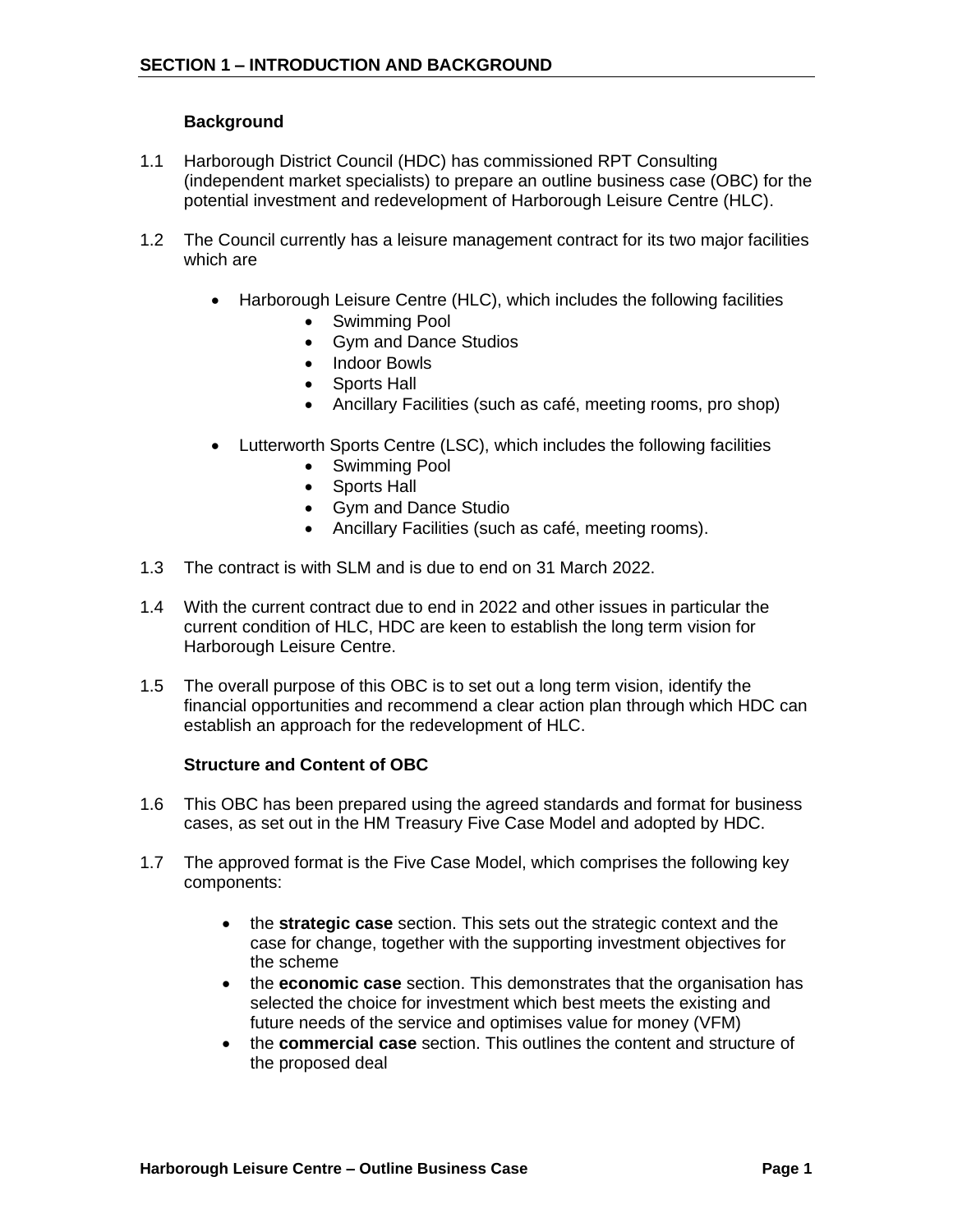## SECTION 1 – INTRODUCTION AND BACKGROUND

### Background

1.1 Harborough District Council (HDC) has commissioned RPT Consulting (independent market specialists) to prepare an outline business case (OBC) for the potential investment and redevelopment of Harborough Leisure Centre (HLC).

1.2 The Council currently has a leisure management contract for its two major facilities which are

- Harborough Leisure Centre (HLC), which includes the following facilities
  - Swimming Pool
  - Gym and Dance Studios
  - Indoor Bowls
  - Sports Hall
  - Ancillary Facilities (such as café, meeting rooms, pro shop)
- Lutterworth Sports Centre (LSC), which includes the following facilities
  - Swimming Pool
  - Sports Hall
  - Gym and Dance Studio
  - Ancillary Facilities (such as café, meeting rooms).

1.3 The contract is with SLM and is due to end on 31 March 2022.

1.4 With the current contract due to end in 2022 and other issues in particular the current condition of HLC, HDC are keen to establish the long term vision for Harborough Leisure Centre.

1.5 The overall purpose of this OBC is to set out a long term vision, identify the financial opportunities and recommend a clear action plan through which HDC can establish an approach for the redevelopment of HLC.

### Structure and Content of OBC

1.6 This OBC has been prepared using the agreed standards and format for business cases, as set out in the HM Treasury Five Case Model and adopted by HDC.

1.7 The approved format is the Five Case Model, which comprises the following key components:

- the **strategic case** section. This sets out the strategic context and the case for change, together with the supporting investment objectives for the scheme
- the **economic case** section. This demonstrates that the organisation has selected the choice for investment which best meets the existing and future needs of the service and optimises value for money (VFM)
- the **commercial case** section. This outlines the content and structure of the proposed deal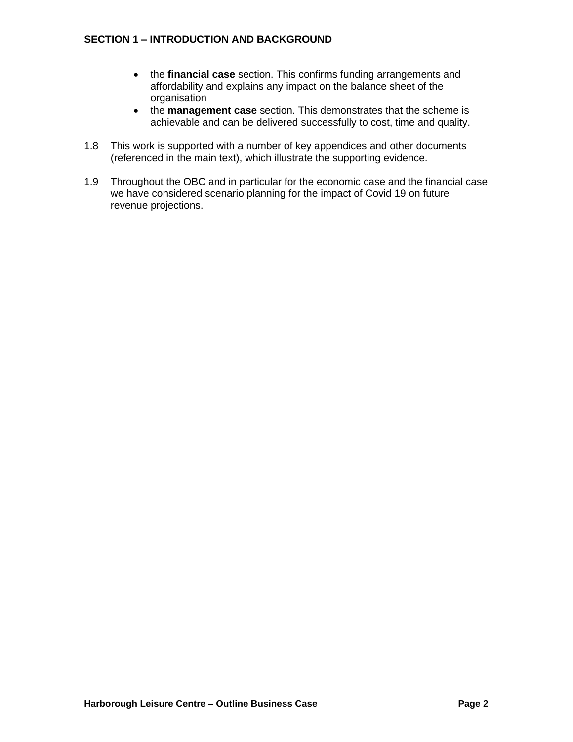- the **financial case** section. This confirms funding arrangements and affordability and explains any impact on the balance sheet of the organisation
- the **management case** section. This demonstrates that the scheme is achievable and can be delivered successfully to cost, time and quality.

1.8 This work is supported with a number of key appendices and other documents (referenced in the main text), which illustrate the supporting evidence.

1.9 Throughout the OBC and in particular for the economic case and the financial case we have considered scenario planning for the impact of Covid 19 on future revenue projections.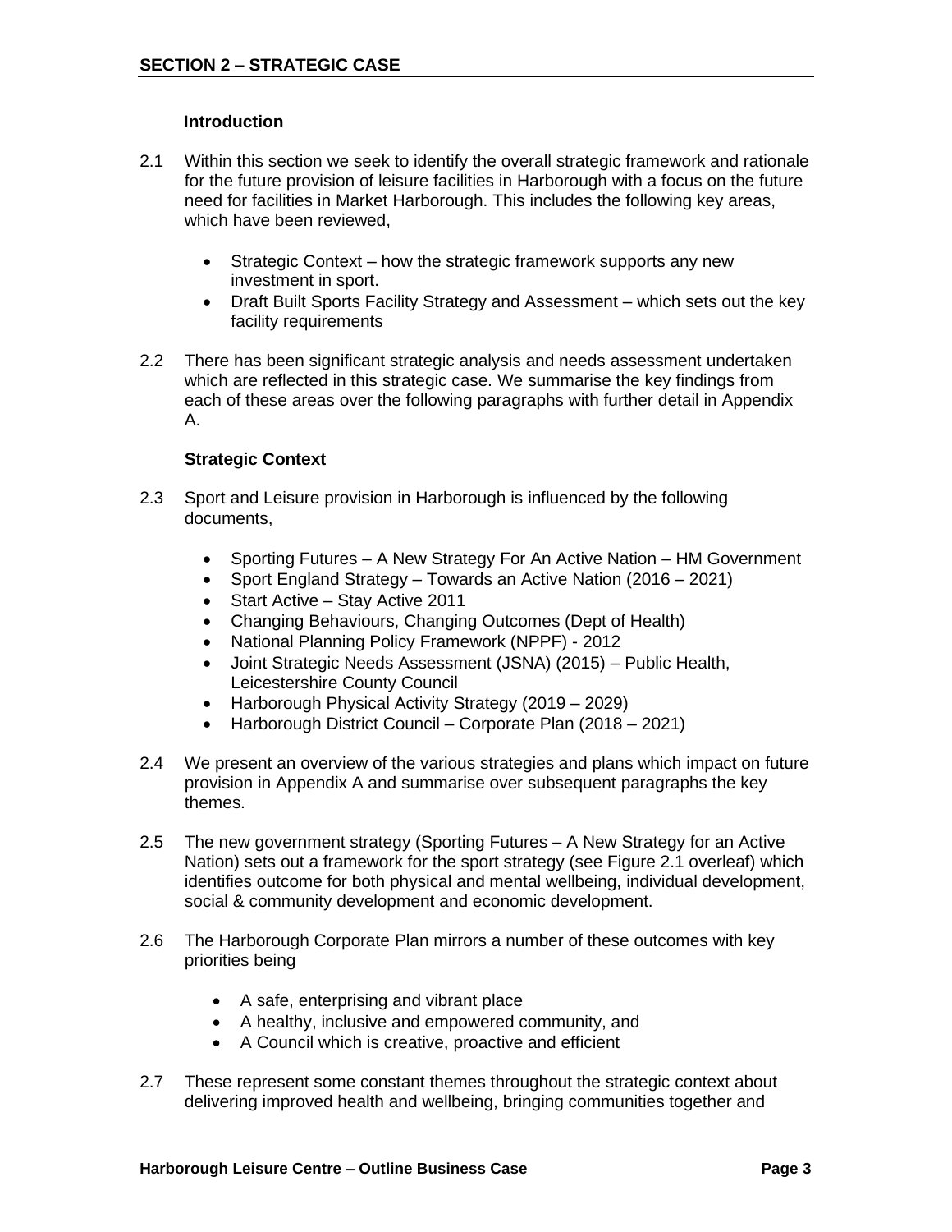## SECTION 2 – STRATEGIC CASE

### Introduction

2.1 Within this section we seek to identify the overall strategic framework and rationale for the future provision of leisure facilities in Harborough with a focus on the future need for facilities in Market Harborough. This includes the following key areas, which have been reviewed,

- Strategic Context – how the strategic framework supports any new investment in sport.
- Draft Built Sports Facility Strategy and Assessment – which sets out the key facility requirements

2.2 There has been significant strategic analysis and needs assessment undertaken which are reflected in this strategic case. We summarise the key findings from each of these areas over the following paragraphs with further detail in Appendix A.

### Strategic Context

2.3 Sport and Leisure provision in Harborough is influenced by the following documents,

- Sporting Futures – A New Strategy For An Active Nation – HM Government
- Sport England Strategy – Towards an Active Nation (2016 – 2021)
- Start Active – Stay Active 2011
- Changing Behaviours, Changing Outcomes (Dept of Health)
- National Planning Policy Framework (NPPF) - 2012
- Joint Strategic Needs Assessment (JSNA) (2015) – Public Health, Leicestershire County Council
- Harborough Physical Activity Strategy (2019 – 2029)
- Harborough District Council – Corporate Plan (2018 – 2021)

2.4 We present an overview of the various strategies and plans which impact on future provision in Appendix A and summarise over subsequent paragraphs the key themes.

2.5 The new government strategy (Sporting Futures – A New Strategy for an Active Nation) sets out a framework for the sport strategy (see Figure 2.1 overleaf) which identifies outcome for both physical and mental wellbeing, individual development, social & community development and economic development.

2.6 The Harborough Corporate Plan mirrors a number of these outcomes with key priorities being

- A safe, enterprising and vibrant place
- A healthy, inclusive and empowered community, and
- A Council which is creative, proactive and efficient

2.7 These represent some constant themes throughout the strategic context about delivering improved health and wellbeing, bringing communities together and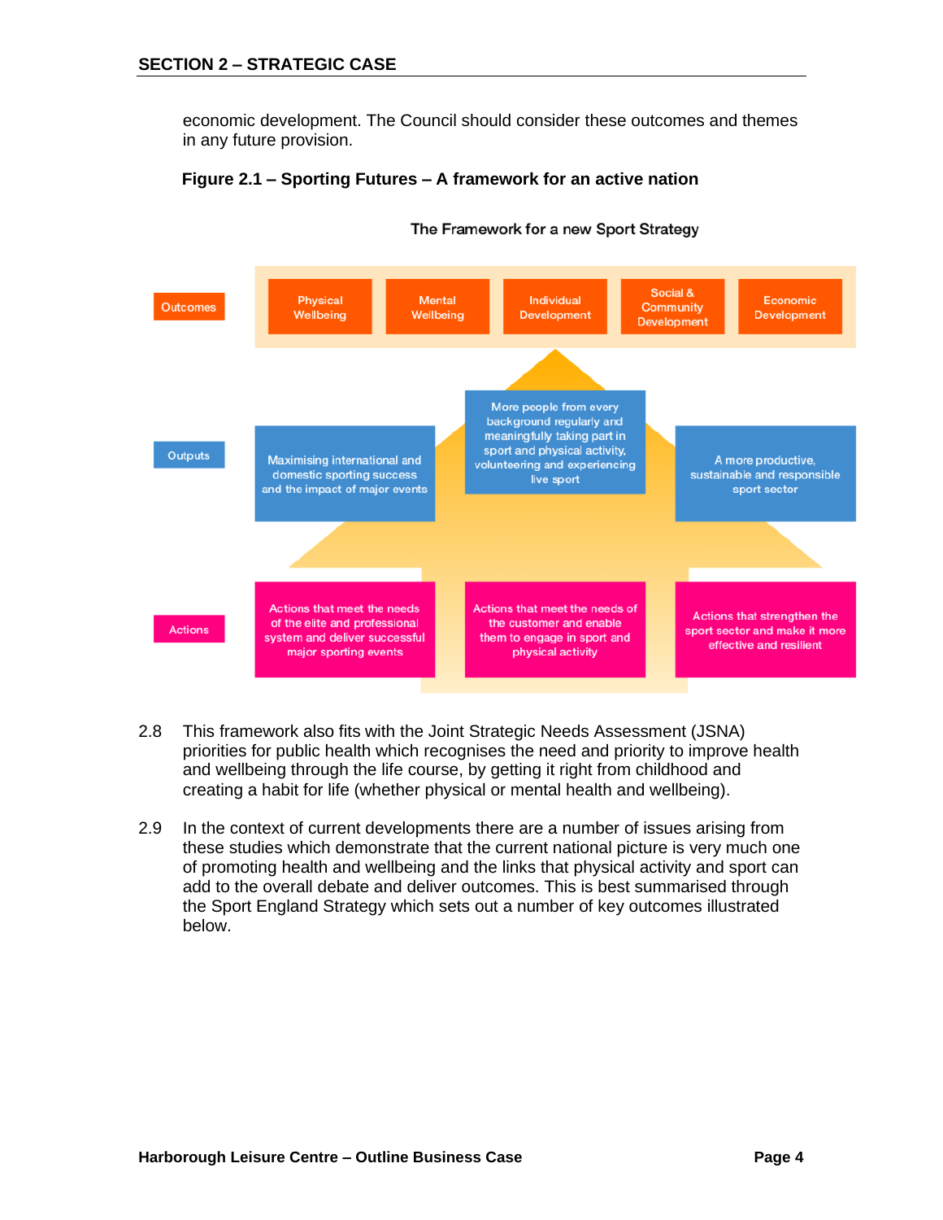economic development. The Council should consider these outcomes and themes in any future provision.

**Figure 2.1 – Sporting Futures – A framework for an active nation**

The Framework for a new Sport Strategy

| | | | | | |
|---|---|---|---|---|---|
| **Outcomes** | Physical Wellbeing | Mental Wellbeing | Individual Development | Social & Community Development | Economic Development |
| **Outputs** | Maximising international and domestic sporting success and the impact of major events | More people from every background regularly and meaningfully taking part in sport and physical activity, volunteering and experiencing live sport | A more productive, sustainable and responsible sport sector | | |
| **Actions** | Actions that meet the needs of the elite and professional system and deliver successful major sporting events | Actions that meet the needs of the customer and enable them to engage in sport and physical activity | Actions that strengthen the sport sector and make it more effective and resilient | | |

2.8 This framework also fits with the Joint Strategic Needs Assessment (JSNA) priorities for public health which recognises the need and priority to improve health and wellbeing through the life course, by getting it right from childhood and creating a habit for life (whether physical or mental health and wellbeing).

2.9 In the context of current developments there are a number of issues arising from these studies which demonstrate that the current national picture is very much one of promoting health and wellbeing and the links that physical activity and sport can add to the overall debate and deliver outcomes. This is best summarised through the Sport England Strategy which sets out a number of key outcomes illustrated below.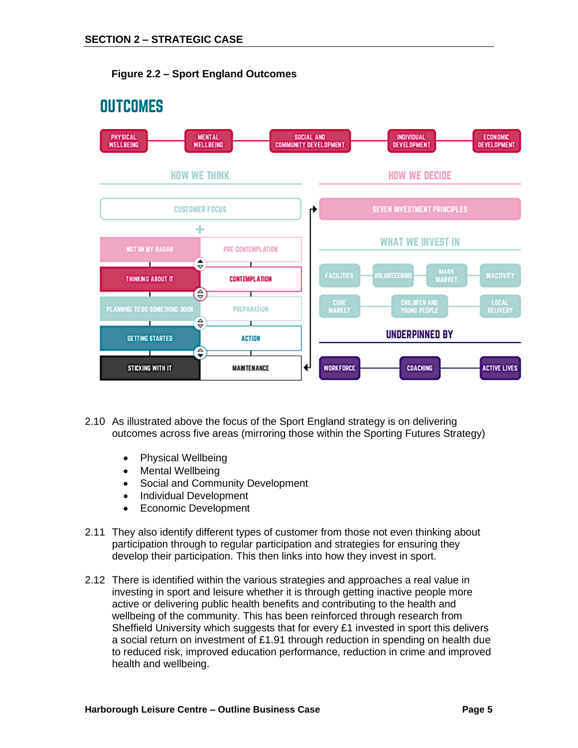**Figure 2.2 – Sport England Outcomes**

**OUTCOMES**

PHYSICAL WELLBEING — MENTAL WELLBEING — SOCIAL AND COMMUNITY DEVELOPMENT — INDIVIDUAL DEVELOPMENT — ECONOMIC DEVELOPMENT

**HOW WE THINK**

CUSTOMER FOCUS

+

| | |
|---|---|
| NOT ON MY RADAR | PRE-CONTEMPLATION |
| THINKING ABOUT IT | CONTEMPLATION |
| PLANNING TO DO SOMETHING SOON | PREPARATION |
| GETTING STARTED | ACTION |
| STICKING WITH IT | MAINTENANCE |

**HOW WE DECIDE**

SEVEN INVESTMENT PRINCIPLES

**WHAT WE INVEST IN**

FACILITIES — VOLUNTEERING — MASS MARKET — INACTIVITY

CORE MARKET — CHILDREN AND YOUNG PEOPLE — LOCAL DELIVERY

**UNDERPINNED BY**

WORKFORCE — COACHING — ACTIVE LIVES

2.10 As illustrated above the focus of the Sport England strategy is on delivering outcomes across five areas (mirroring those within the Sporting Futures Strategy)

- Physical Wellbeing
- Mental Wellbeing
- Social and Community Development
- Individual Development
- Economic Development

2.11 They also identify different types of customer from those not even thinking about participation through to regular participation and strategies for ensuring they develop their participation. This then links into how they invest in sport.

2.12 There is identified within the various strategies and approaches a real value in investing in sport and leisure whether it is through getting inactive people more active or delivering public health benefits and contributing to the health and wellbeing of the community. This has been reinforced through research from Sheffield University which suggests that for every £1 invested in sport this delivers a social return on investment of £1.91 through reduction in spending on health due to reduced risk, improved education performance, reduction in crime and improved health and wellbeing.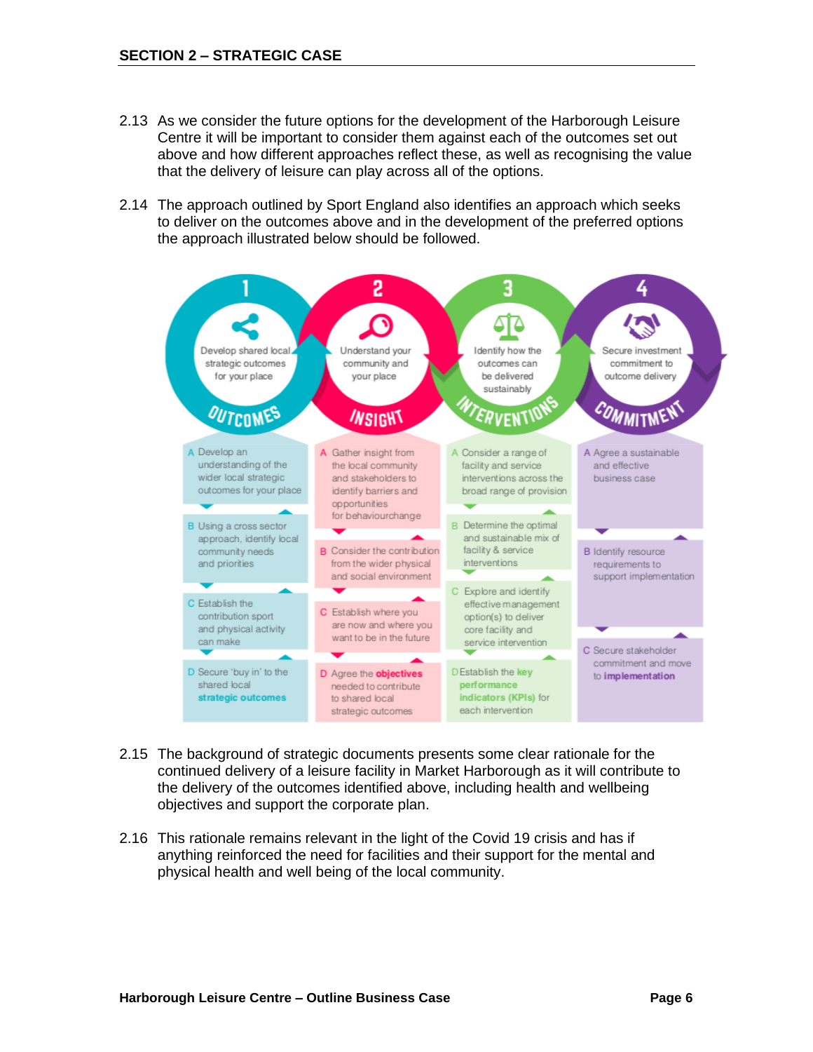## SECTION 2 – STRATEGIC CASE

2.13 As we consider the future options for the development of the Harborough Leisure Centre it will be important to consider them against each of the outcomes set out above and how different approaches reflect these, as well as recognising the value that the delivery of leisure can play across all of the options.

2.14 The approach outlined by Sport England also identifies an approach which seeks to deliver on the outcomes above and in the development of the preferred options the approach illustrated below should be followed.

| 1 OUTCOMES – Develop shared local strategic outcomes for your place | 2 INSIGHT – Understand your community and your place | 3 INTERVENTIONS – Identify how the outcomes can be delivered sustainably | 4 COMMITMENT – Secure investment commitment to outcome delivery |
|---|---|---|---|
| A Develop an understanding of the wider local strategic outcomes for your place | A Gather insight from the local community and stakeholders to identify barriers and opportunities for behaviourchange | A Consider a range of facility and service interventions across the broad range of provision | A Agree a sustainable and effective business case |
| B Using a cross sector approach, identify local community needs and priorities | B Consider the contribution from the wider physical and social environment | B Determine the optimal and sustainable mix of facility & service interventions | B Identify resource requirements to support implementation |
| C Establish the contribution sport and physical activity can make | C Establish where you are now and where you want to be in the future | C Explore and identify effective management option(s) to deliver core facility and service intervention | C Secure stakeholder commitment and move to **implementation** |
| D Secure 'buy in' to the shared local **strategic outcomes** | D Agree the **objectives** needed to contribute to shared local strategic outcomes | D Establish the **key performance indicators (KPIs)** for each intervention | |

2.15 The background of strategic documents presents some clear rationale for the continued delivery of a leisure facility in Market Harborough as it will contribute to the delivery of the outcomes identified above, including health and wellbeing objectives and support the corporate plan.

2.16 This rationale remains relevant in the light of the Covid 19 crisis and has if anything reinforced the need for facilities and their support for the mental and physical health and well being of the local community.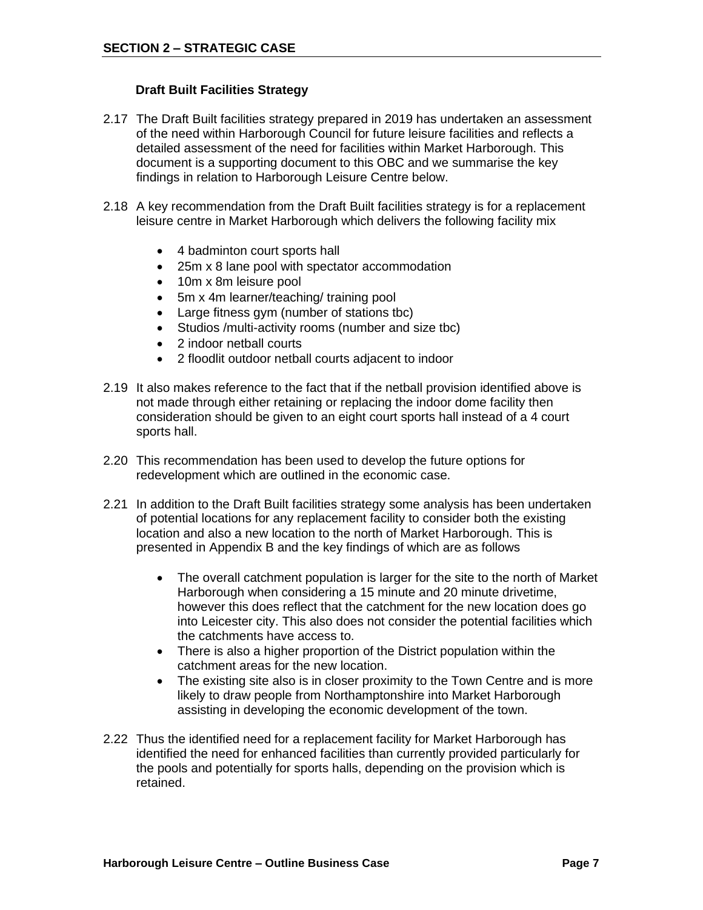## SECTION 2 – STRATEGIC CASE

### Draft Built Facilities Strategy

2.17 The Draft Built facilities strategy prepared in 2019 has undertaken an assessment of the need within Harborough Council for future leisure facilities and reflects a detailed assessment of the need for facilities within Market Harborough. This document is a supporting document to this OBC and we summarise the key findings in relation to Harborough Leisure Centre below.

2.18 A key recommendation from the Draft Built facilities strategy is for a replacement leisure centre in Market Harborough which delivers the following facility mix

- 4 badminton court sports hall
- 25m x 8 lane pool with spectator accommodation
- 10m x 8m leisure pool
- 5m x 4m learner/teaching/ training pool
- Large fitness gym (number of stations tbc)
- Studios /multi-activity rooms (number and size tbc)
- 2 indoor netball courts
- 2 floodlit outdoor netball courts adjacent to indoor

2.19 It also makes reference to the fact that if the netball provision identified above is not made through either retaining or replacing the indoor dome facility then consideration should be given to an eight court sports hall instead of a 4 court sports hall.

2.20 This recommendation has been used to develop the future options for redevelopment which are outlined in the economic case.

2.21 In addition to the Draft Built facilities strategy some analysis has been undertaken of potential locations for any replacement facility to consider both the existing location and also a new location to the north of Market Harborough. This is presented in Appendix B and the key findings of which are as follows

- The overall catchment population is larger for the site to the north of Market Harborough when considering a 15 minute and 20 minute drivetime, however this does reflect that the catchment for the new location does go into Leicester city. This also does not consider the potential facilities which the catchments have access to.
- There is also a higher proportion of the District population within the catchment areas for the new location.
- The existing site also is in closer proximity to the Town Centre and is more likely to draw people from Northamptonshire into Market Harborough assisting in developing the economic development of the town.

2.22 Thus the identified need for a replacement facility for Market Harborough has identified the need for enhanced facilities than currently provided particularly for the pools and potentially for sports halls, depending on the provision which is retained.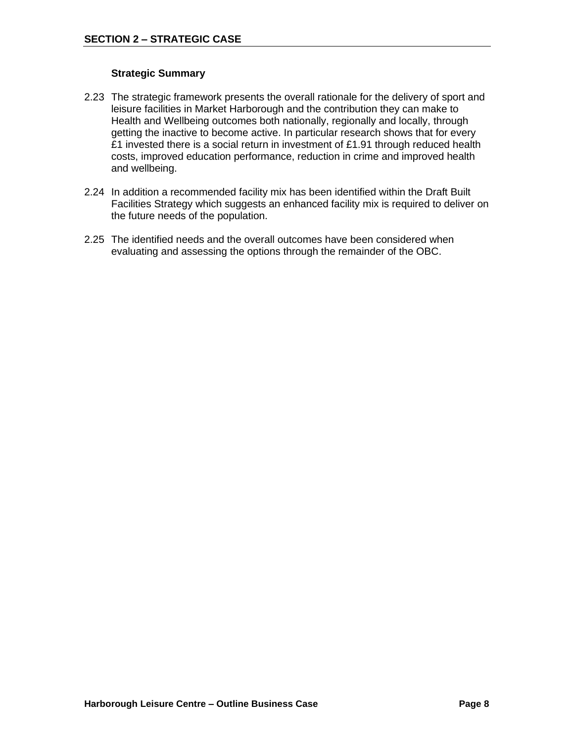### Strategic Summary

2.23 The strategic framework presents the overall rationale for the delivery of sport and leisure facilities in Market Harborough and the contribution they can make to Health and Wellbeing outcomes both nationally, regionally and locally, through getting the inactive to become active. In particular research shows that for every £1 invested there is a social return in investment of £1.91 through reduced health costs, improved education performance, reduction in crime and improved health and wellbeing.

2.24 In addition a recommended facility mix has been identified within the Draft Built Facilities Strategy which suggests an enhanced facility mix is required to deliver on the future needs of the population.

2.25 The identified needs and the overall outcomes have been considered when evaluating and assessing the options through the remainder of the OBC.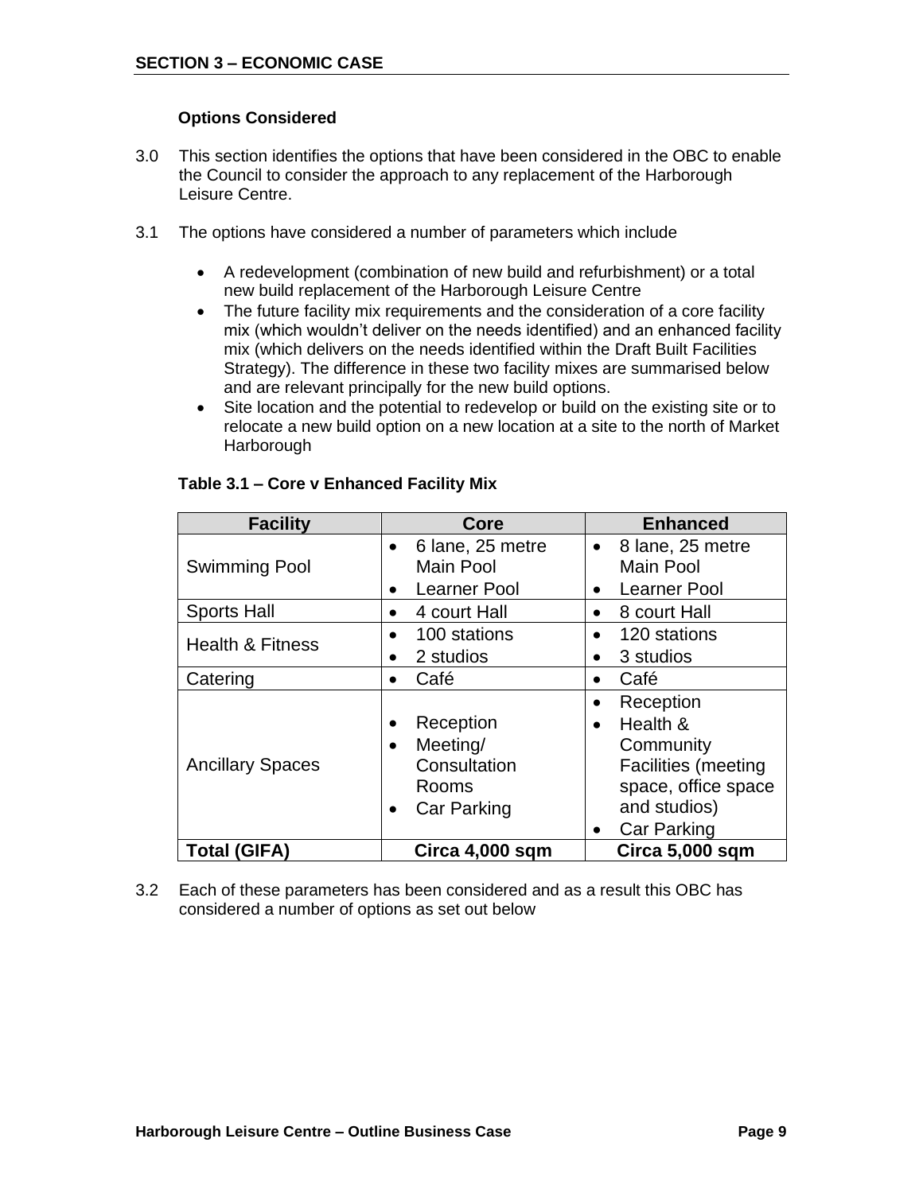## SECTION 3 – ECONOMIC CASE

### Options Considered

3.0 This section identifies the options that have been considered in the OBC to enable the Council to consider the approach to any replacement of the Harborough Leisure Centre.

3.1 The options have considered a number of parameters which include

- A redevelopment (combination of new build and refurbishment) or a total new build replacement of the Harborough Leisure Centre
- The future facility mix requirements and the consideration of a core facility mix (which wouldn't deliver on the needs identified) and an enhanced facility mix (which delivers on the needs identified within the Draft Built Facilities Strategy). The difference in these two facility mixes are summarised below and are relevant principally for the new build options.
- Site location and the potential to redevelop or build on the existing site or to relocate a new build option on a new location at a site to the north of Market Harborough

**Table 3.1 – Core v Enhanced Facility Mix**

| Facility | Core | Enhanced |
| --- | --- | --- |
| Swimming Pool | • 6 lane, 25 metre Main Pool<br>• Learner Pool | • 8 lane, 25 metre Main Pool<br>• Learner Pool |
| Sports Hall | • 4 court Hall | • 8 court Hall |
| Health & Fitness | • 100 stations<br>• 2 studios | • 120 stations<br>• 3 studios |
| Catering | • Café | • Café |
| Ancillary Spaces | • Reception<br>• Meeting/ Consultation Rooms<br>• Car Parking | • Reception<br>• Health & Community Facilities (meeting space, office space and studios)<br>• Car Parking |
| **Total (GIFA)** | **Circa 4,000 sqm** | **Circa 5,000 sqm** |

3.2 Each of these parameters has been considered and as a result this OBC has considered a number of options as set out below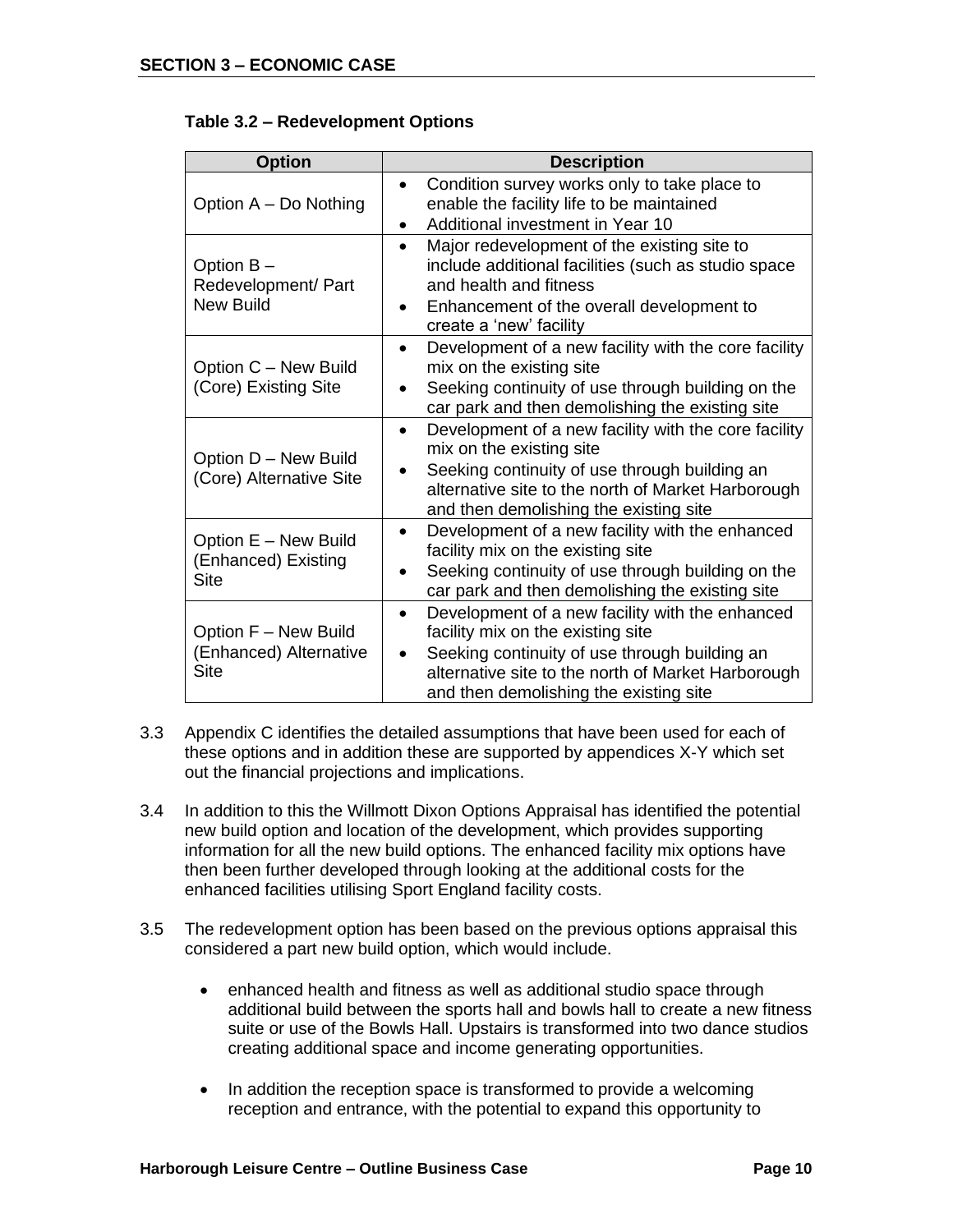**Table 3.2 – Redevelopment Options**

| Option | Description |
|---|---|
| Option A – Do Nothing | • Condition survey works only to take place to enable the facility life to be maintained<br>• Additional investment in Year 10 |
| Option B – Redevelopment/ Part New Build | • Major redevelopment of the existing site to include additional facilities (such as studio space and health and fitness<br>• Enhancement of the overall development to create a 'new' facility |
| Option C – New Build (Core) Existing Site | • Development of a new facility with the core facility mix on the existing site<br>• Seeking continuity of use through building on the car park and then demolishing the existing site |
| Option D – New Build (Core) Alternative Site | • Development of a new facility with the core facility mix on the existing site<br>• Seeking continuity of use through building an alternative site to the north of Market Harborough and then demolishing the existing site |
| Option E – New Build (Enhanced) Existing Site | • Development of a new facility with the enhanced facility mix on the existing site<br>• Seeking continuity of use through building on the car park and then demolishing the existing site |
| Option F – New Build (Enhanced) Alternative Site | • Development of a new facility with the enhanced facility mix on the existing site<br>• Seeking continuity of use through building an alternative site to the north of Market Harborough and then demolishing the existing site |

3.3 Appendix C identifies the detailed assumptions that have been used for each of these options and in addition these are supported by appendices X-Y which set out the financial projections and implications.

3.4 In addition to this the Willmott Dixon Options Appraisal has identified the potential new build option and location of the development, which provides supporting information for all the new build options. The enhanced facility mix options have then been further developed through looking at the additional costs for the enhanced facilities utilising Sport England facility costs.

3.5 The redevelopment option has been based on the previous options appraisal this considered a part new build option, which would include.

- enhanced health and fitness as well as additional studio space through additional build between the sports hall and bowls hall to create a new fitness suite or use of the Bowls Hall. Upstairs is transformed into two dance studios creating additional space and income generating opportunities.

- In addition the reception space is transformed to provide a welcoming reception and entrance, with the potential to expand this opportunity to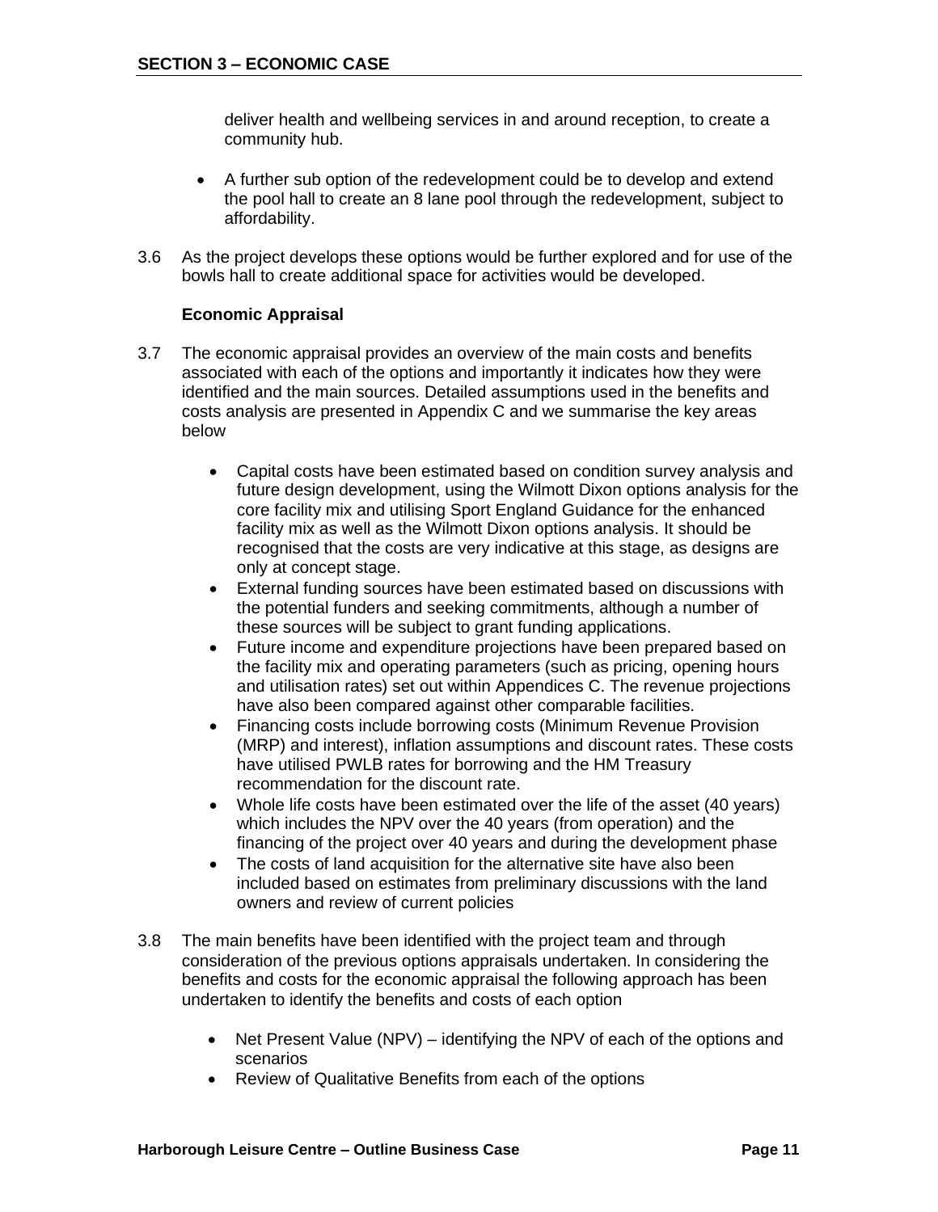deliver health and wellbeing services in and around reception, to create a community hub.

- A further sub option of the redevelopment could be to develop and extend the pool hall to create an 8 lane pool through the redevelopment, subject to affordability.

3.6 As the project develops these options would be further explored and for use of the bowls hall to create additional space for activities would be developed.

**Economic Appraisal**

3.7 The economic appraisal provides an overview of the main costs and benefits associated with each of the options and importantly it indicates how they were identified and the main sources. Detailed assumptions used in the benefits and costs analysis are presented in Appendix C and we summarise the key areas below

- Capital costs have been estimated based on condition survey analysis and future design development, using the Wilmott Dixon options analysis for the core facility mix and utilising Sport England Guidance for the enhanced facility mix as well as the Wilmott Dixon options analysis. It should be recognised that the costs are very indicative at this stage, as designs are only at concept stage.
- External funding sources have been estimated based on discussions with the potential funders and seeking commitments, although a number of these sources will be subject to grant funding applications.
- Future income and expenditure projections have been prepared based on the facility mix and operating parameters (such as pricing, opening hours and utilisation rates) set out within Appendices C. The revenue projections have also been compared against other comparable facilities.
- Financing costs include borrowing costs (Minimum Revenue Provision (MRP) and interest), inflation assumptions and discount rates. These costs have utilised PWLB rates for borrowing and the HM Treasury recommendation for the discount rate.
- Whole life costs have been estimated over the life of the asset (40 years) which includes the NPV over the 40 years (from operation) and the financing of the project over 40 years and during the development phase
- The costs of land acquisition for the alternative site have also been included based on estimates from preliminary discussions with the land owners and review of current policies

3.8 The main benefits have been identified with the project team and through consideration of the previous options appraisals undertaken. In considering the benefits and costs for the economic appraisal the following approach has been undertaken to identify the benefits and costs of each option

- Net Present Value (NPV) – identifying the NPV of each of the options and scenarios
- Review of Qualitative Benefits from each of the options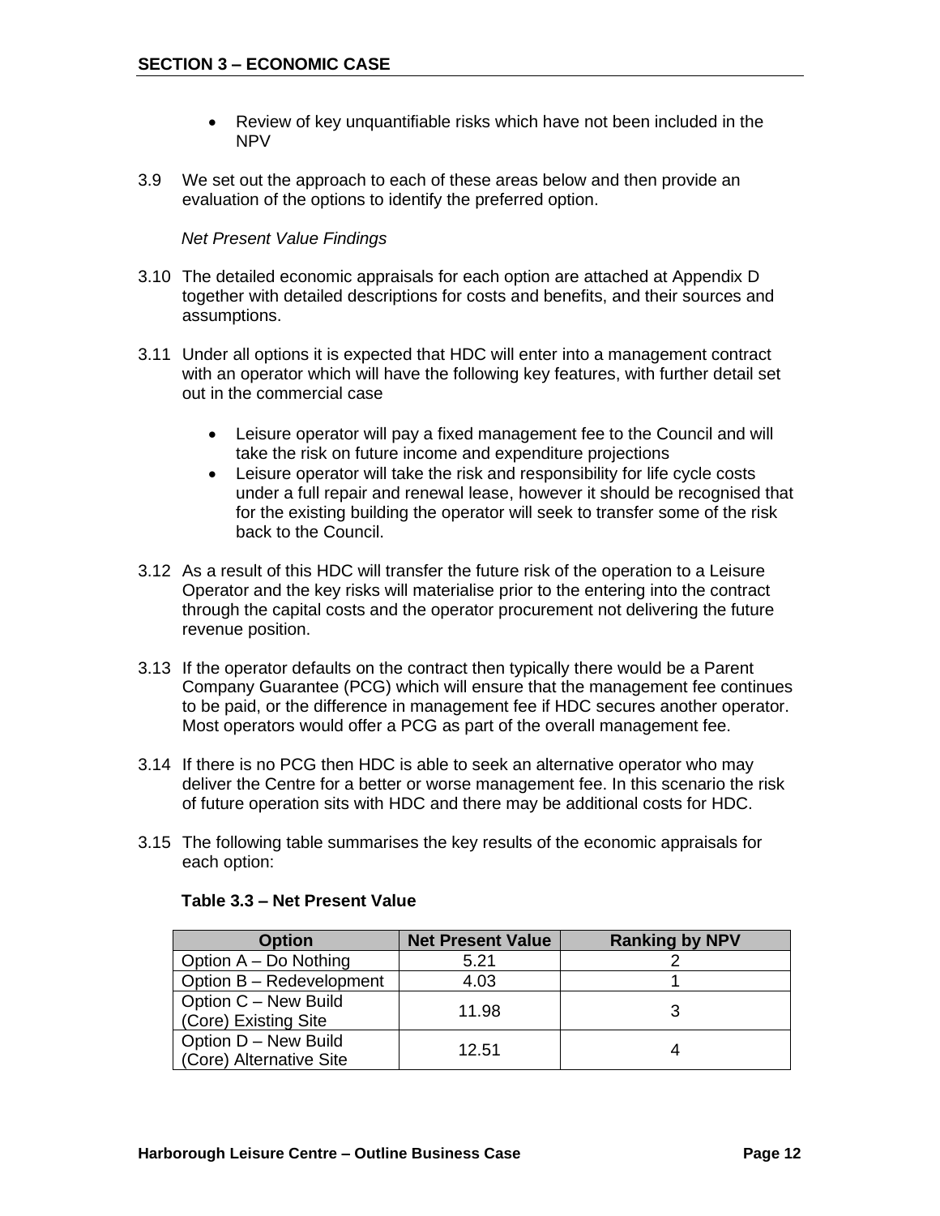- Review of key unquantifiable risks which have not been included in the NPV

3.9 We set out the approach to each of these areas below and then provide an evaluation of the options to identify the preferred option.

*Net Present Value Findings*

3.10 The detailed economic appraisals for each option are attached at Appendix D together with detailed descriptions for costs and benefits, and their sources and assumptions.

3.11 Under all options it is expected that HDC will enter into a management contract with an operator which will have the following key features, with further detail set out in the commercial case

- Leisure operator will pay a fixed management fee to the Council and will take the risk on future income and expenditure projections
- Leisure operator will take the risk and responsibility for life cycle costs under a full repair and renewal lease, however it should be recognised that for the existing building the operator will seek to transfer some of the risk back to the Council.

3.12 As a result of this HDC will transfer the future risk of the operation to a Leisure Operator and the key risks will materialise prior to the entering into the contract through the capital costs and the operator procurement not delivering the future revenue position.

3.13 If the operator defaults on the contract then typically there would be a Parent Company Guarantee (PCG) which will ensure that the management fee continues to be paid, or the difference in management fee if HDC secures another operator. Most operators would offer a PCG as part of the overall management fee.

3.14 If there is no PCG then HDC is able to seek an alternative operator who may deliver the Centre for a better or worse management fee. In this scenario the risk of future operation sits with HDC and there may be additional costs for HDC.

3.15 The following table summarises the key results of the economic appraisals for each option:

**Table 3.3 – Net Present Value**

| Option | Net Present Value | Ranking by NPV |
|---|---|---|
| Option A – Do Nothing | 5.21 | 2 |
| Option B – Redevelopment | 4.03 | 1 |
| Option C – New Build (Core) Existing Site | 11.98 | 3 |
| Option D – New Build (Core) Alternative Site | 12.51 | 4 |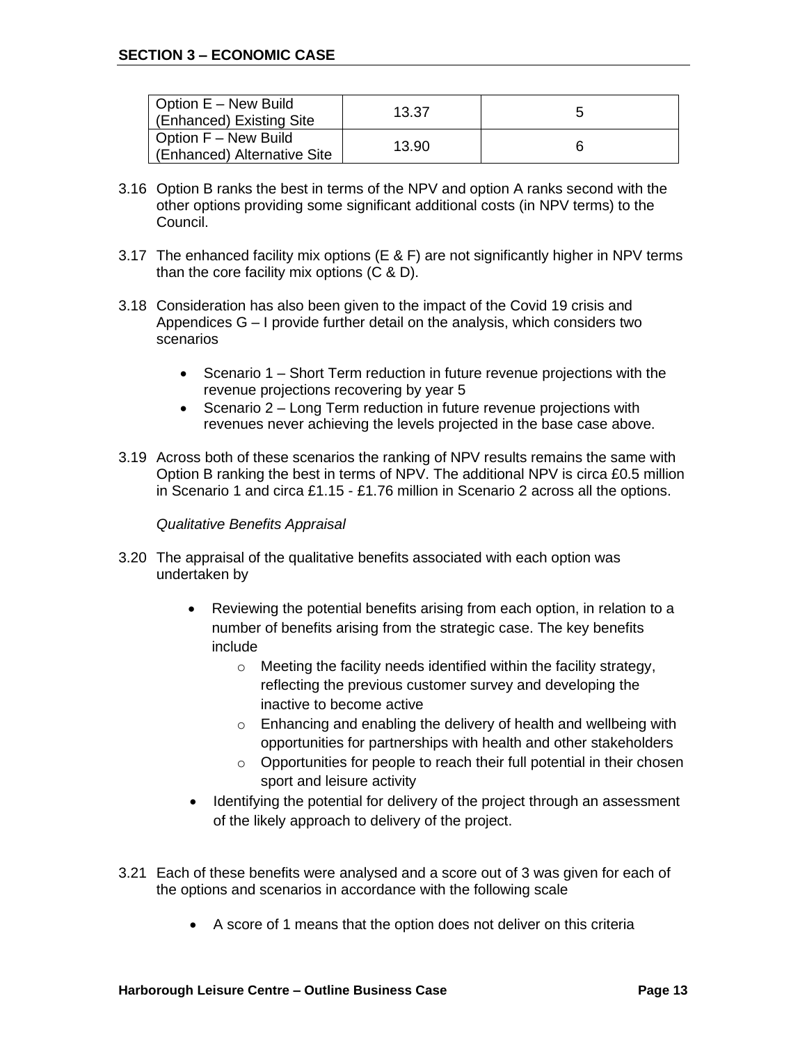| Option E – New Build (Enhanced) Existing Site | 13.37 | 5 |
|---|---|---|
| Option F – New Build (Enhanced) Alternative Site | 13.90 | 6 |

3.16 Option B ranks the best in terms of the NPV and option A ranks second with the other options providing some significant additional costs (in NPV terms) to the Council.

3.17 The enhanced facility mix options (E & F) are not significantly higher in NPV terms than the core facility mix options (C & D).

3.18 Consideration has also been given to the impact of the Covid 19 crisis and Appendices G – I provide further detail on the analysis, which considers two scenarios

- Scenario 1 – Short Term reduction in future revenue projections with the revenue projections recovering by year 5
- Scenario 2 – Long Term reduction in future revenue projections with revenues never achieving the levels projected in the base case above.

3.19 Across both of these scenarios the ranking of NPV results remains the same with Option B ranking the best in terms of NPV. The additional NPV is circa £0.5 million in Scenario 1 and circa £1.15 - £1.76 million in Scenario 2 across all the options.

*Qualitative Benefits Appraisal*

3.20 The appraisal of the qualitative benefits associated with each option was undertaken by

- Reviewing the potential benefits arising from each option, in relation to a number of benefits arising from the strategic case. The key benefits include
  - Meeting the facility needs identified within the facility strategy, reflecting the previous customer survey and developing the inactive to become active
  - Enhancing and enabling the delivery of health and wellbeing with opportunities for partnerships with health and other stakeholders
  - Opportunities for people to reach their full potential in their chosen sport and leisure activity
- Identifying the potential for delivery of the project through an assessment of the likely approach to delivery of the project.

3.21 Each of these benefits were analysed and a score out of 3 was given for each of the options and scenarios in accordance with the following scale

- A score of 1 means that the option does not deliver on this criteria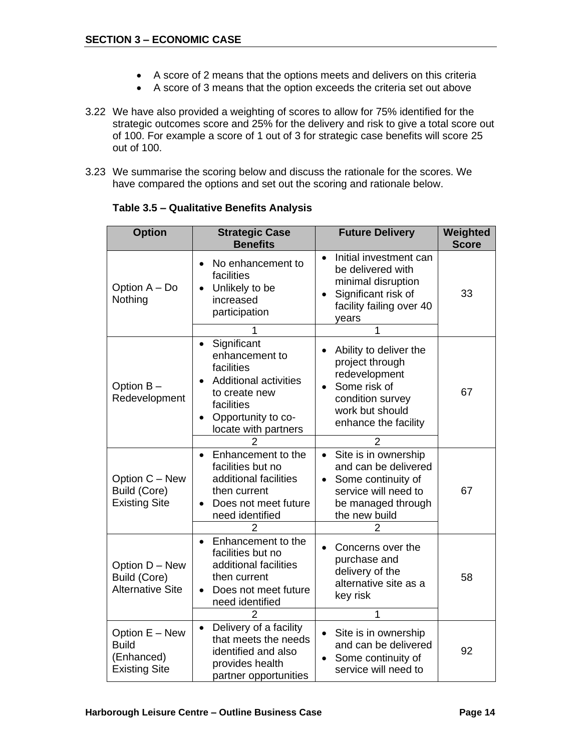## SECTION 3 – ECONOMIC CASE

- A score of 2 means that the options meets and delivers on this criteria
- A score of 3 means that the option exceeds the criteria set out above

3.22 We have also provided a weighting of scores to allow for 75% identified for the strategic outcomes score and 25% for the delivery and risk to give a total score out of 100. For example a score of 1 out of 3 for strategic case benefits will score 25 out of 100.

3.23 We summarise the scoring below and discuss the rationale for the scores. We have compared the options and set out the scoring and rationale below.

**Table 3.5 – Qualitative Benefits Analysis**

| Option | Strategic Case Benefits | Future Delivery | Weighted Score |
|---|---|---|---|
| Option A – Do Nothing | • No enhancement to facilities<br>• Unlikely to be increased participation | • Initial investment can be delivered with minimal disruption<br>• Significant risk of facility failing over 40 years | 33 |
| | 1 | 1 | |
| Option B – Redevelopment | • Significant enhancement to facilities<br>• Additional activities to create new facilities<br>• Opportunity to co-locate with partners | • Ability to deliver the project through redevelopment<br>• Some risk of condition survey work but should enhance the facility | 67 |
| | 2 | 2 | |
| Option C – New Build (Core) Existing Site | • Enhancement to the facilities but no additional facilities then current<br>• Does not meet future need identified | • Site is in ownership and can be delivered<br>• Some continuity of service will need to be managed through the new build | 67 |
| | 2 | 2 | |
| Option D – New Build (Core) Alternative Site | • Enhancement to the facilities but no additional facilities then current<br>• Does not meet future need identified | • Concerns over the purchase and delivery of the alternative site as a key risk | 58 |
| | 2 | 1 | |
| Option E – New Build (Enhanced) Existing Site | • Delivery of a facility that meets the needs identified and also provides health partner opportunities | • Site is in ownership and can be delivered<br>• Some continuity of service will need to | 92 |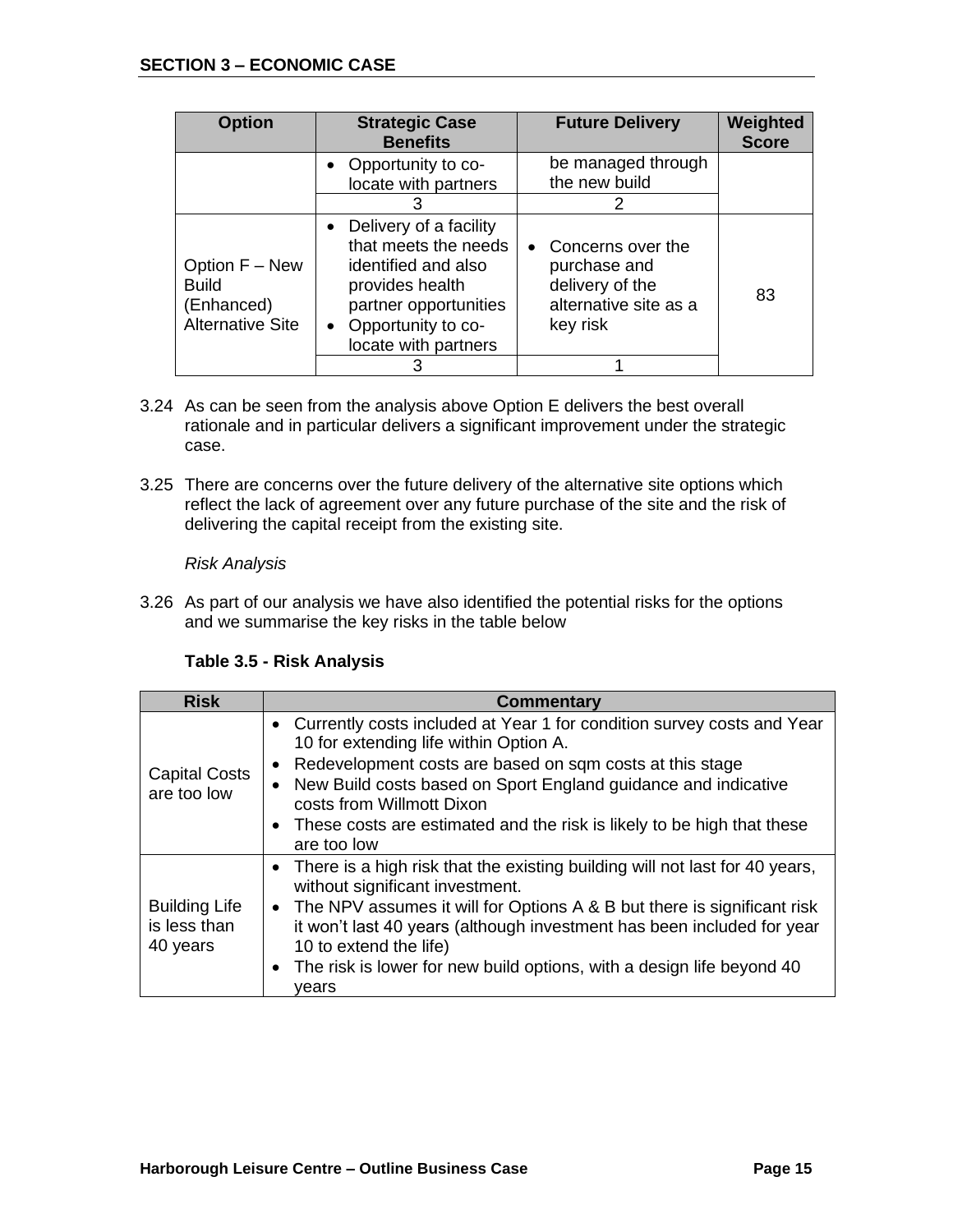## SECTION 3 – ECONOMIC CASE

| Option | Strategic Case Benefits | Future Delivery | Weighted Score |
|---|---|---|---|
| | • Opportunity to co-locate with partners | be managed through the new build | |
| | 3 | 2 | |
| Option F – New Build (Enhanced) Alternative Site | • Delivery of a facility that meets the needs identified and also provides health partner opportunities<br>• Opportunity to co-locate with partners | • Concerns over the purchase and delivery of the alternative site as a key risk | 83 |
| | 3 | 1 | |

3.24 As can be seen from the analysis above Option E delivers the best overall rationale and in particular delivers a significant improvement under the strategic case.

3.25 There are concerns over the future delivery of the alternative site options which reflect the lack of agreement over any future purchase of the site and the risk of delivering the capital receipt from the existing site.

*Risk Analysis*

3.26 As part of our analysis we have also identified the potential risks for the options and we summarise the key risks in the table below

**Table 3.5 - Risk Analysis**

| Risk | Commentary |
|---|---|
| Capital Costs are too low | • Currently costs included at Year 1 for condition survey costs and Year 10 for extending life within Option A.<br>• Redevelopment costs are based on sqm costs at this stage<br>• New Build costs based on Sport England guidance and indicative costs from Willmott Dixon<br>• These costs are estimated and the risk is likely to be high that these are too low |
| Building Life is less than 40 years | • There is a high risk that the existing building will not last for 40 years, without significant investment.<br>• The NPV assumes it will for Options A & B but there is significant risk it won't last 40 years (although investment has been included for year 10 to extend the life)<br>• The risk is lower for new build options, with a design life beyond 40 years |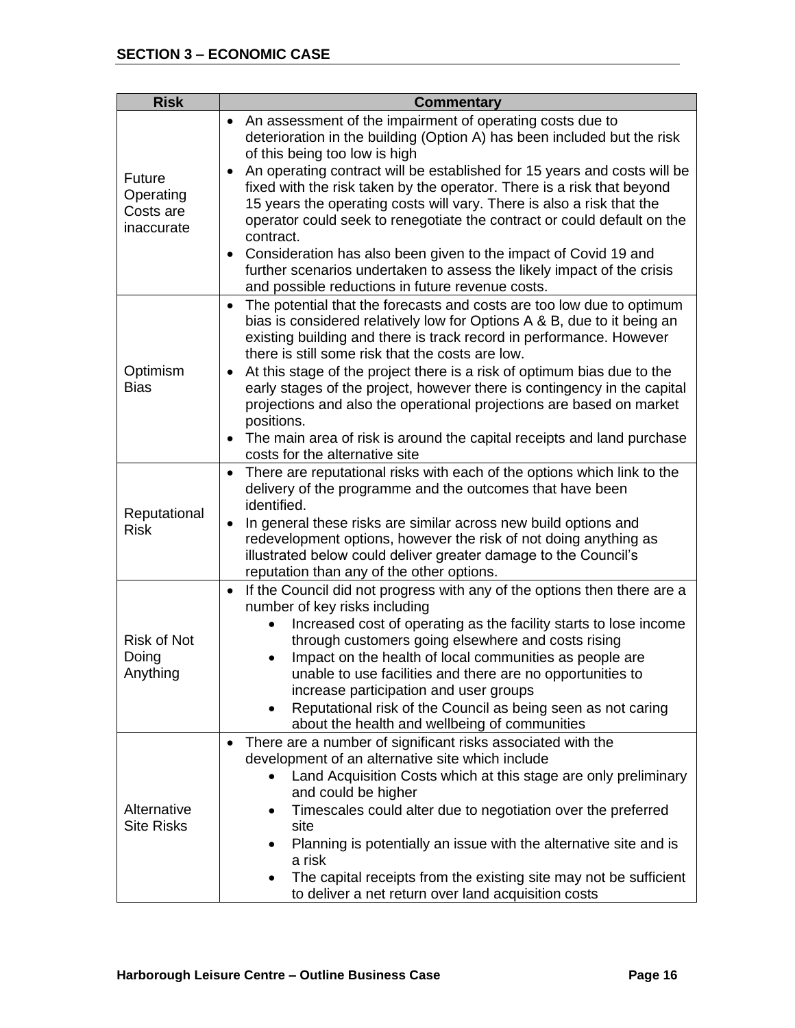| Risk | Commentary |
|---|---|
| Future Operating Costs are inaccurate | • An assessment of the impairment of operating costs due to deterioration in the building (Option A) has been included but the risk of this being too low is high<br>• An operating contract will be established for 15 years and costs will be fixed with the risk taken by the operator. There is a risk that beyond 15 years the operating costs will vary. There is also a risk that the operator could seek to renegotiate the contract or could default on the contract.<br>• Consideration has also been given to the impact of Covid 19 and further scenarios undertaken to assess the likely impact of the crisis and possible reductions in future revenue costs. |
| Optimism Bias | • The potential that the forecasts and costs are too low due to optimum bias is considered relatively low for Options A & B, due to it being an existing building and there is track record in performance. However there is still some risk that the costs are low.<br>• At this stage of the project there is a risk of optimum bias due to the early stages of the project, however there is contingency in the capital projections and also the operational projections are based on market positions.<br>• The main area of risk is around the capital receipts and land purchase costs for the alternative site |
| Reputational Risk | • There are reputational risks with each of the options which link to the delivery of the programme and the outcomes that have been identified.<br>• In general these risks are similar across new build options and redevelopment options, however the risk of not doing anything as illustrated below could deliver greater damage to the Council's reputation than any of the other options. |
| Risk of Not Doing Anything | • If the Council did not progress with any of the options then there are a number of key risks including<br>&nbsp;&nbsp;&nbsp;&nbsp;• Increased cost of operating as the facility starts to lose income through customers going elsewhere and costs rising<br>&nbsp;&nbsp;&nbsp;&nbsp;• Impact on the health of local communities as people are unable to use facilities and there are no opportunities to increase participation and user groups<br>&nbsp;&nbsp;&nbsp;&nbsp;• Reputational risk of the Council as being seen as not caring about the health and wellbeing of communities |
| Alternative Site Risks | • There are a number of significant risks associated with the development of an alternative site which include<br>&nbsp;&nbsp;&nbsp;&nbsp;• Land Acquisition Costs which at this stage are only preliminary and could be higher<br>&nbsp;&nbsp;&nbsp;&nbsp;• Timescales could alter due to negotiation over the preferred site<br>&nbsp;&nbsp;&nbsp;&nbsp;• Planning is potentially an issue with the alternative site and is a risk<br>&nbsp;&nbsp;&nbsp;&nbsp;• The capital receipts from the existing site may not be sufficient to deliver a net return over land acquisition costs |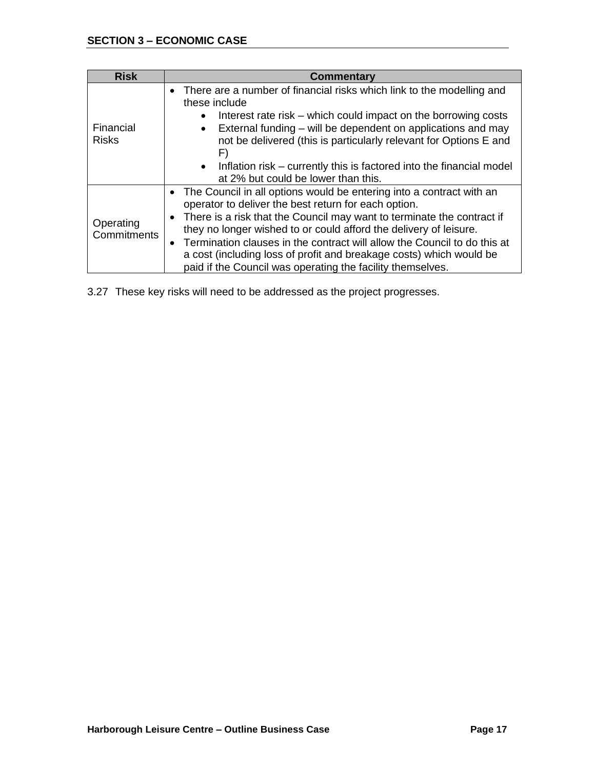| Risk | Commentary |
|---|---|
| Financial Risks | • There are a number of financial risks which link to the modelling and these include<br>&nbsp;&nbsp;&nbsp;&nbsp;• Interest rate risk – which could impact on the borrowing costs<br>&nbsp;&nbsp;&nbsp;&nbsp;• External funding – will be dependent on applications and may not be delivered (this is particularly relevant for Options E and F)<br>&nbsp;&nbsp;&nbsp;&nbsp;• Inflation risk – currently this is factored into the financial model at 2% but could be lower than this. |
| Operating Commitments | • The Council in all options would be entering into a contract with an operator to deliver the best return for each option.<br>• There is a risk that the Council may want to terminate the contract if they no longer wished to or could afford the delivery of leisure.<br>• Termination clauses in the contract will allow the Council to do this at a cost (including loss of profit and breakage costs) which would be paid if the Council was operating the facility themselves. |

3.27 These key risks will need to be addressed as the project progresses.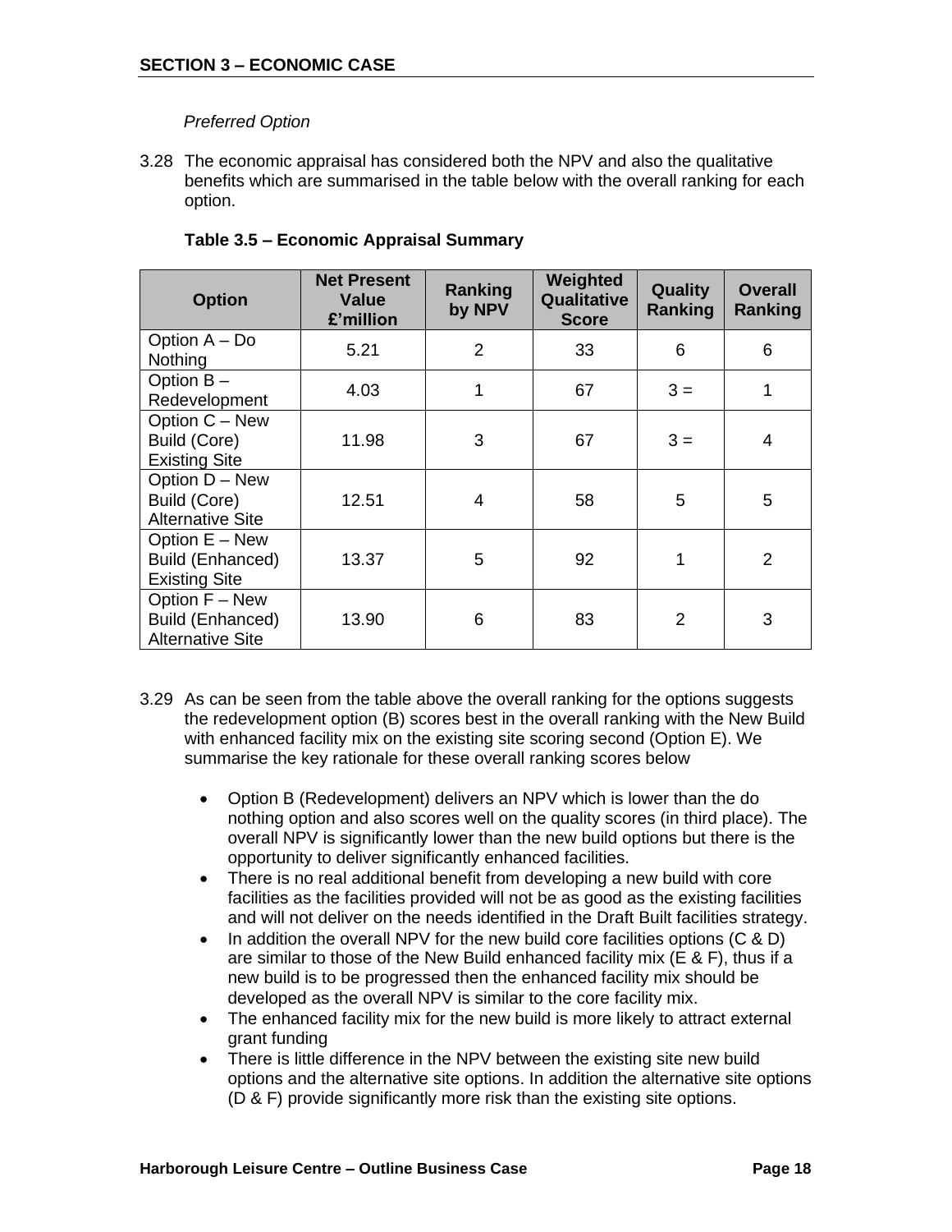*Preferred Option*

3.28 The economic appraisal has considered both the NPV and also the qualitative benefits which are summarised in the table below with the overall ranking for each option.

**Table 3.5 – Economic Appraisal Summary**

| Option | Net Present Value £'million | Ranking by NPV | Weighted Qualitative Score | Quality Ranking | Overall Ranking |
|---|---|---|---|---|---|
| Option A – Do Nothing | 5.21 | 2 | 33 | 6 | 6 |
| Option B – Redevelopment | 4.03 | 1 | 67 | 3 = | 1 |
| Option C – New Build (Core) Existing Site | 11.98 | 3 | 67 | 3 = | 4 |
| Option D – New Build (Core) Alternative Site | 12.51 | 4 | 58 | 5 | 5 |
| Option E – New Build (Enhanced) Existing Site | 13.37 | 5 | 92 | 1 | 2 |
| Option F – New Build (Enhanced) Alternative Site | 13.90 | 6 | 83 | 2 | 3 |

3.29 As can be seen from the table above the overall ranking for the options suggests the redevelopment option (B) scores best in the overall ranking with the New Build with enhanced facility mix on the existing site scoring second (Option E). We summarise the key rationale for these overall ranking scores below

- Option B (Redevelopment) delivers an NPV which is lower than the do nothing option and also scores well on the quality scores (in third place). The overall NPV is significantly lower than the new build options but there is the opportunity to deliver significantly enhanced facilities.
- There is no real additional benefit from developing a new build with core facilities as the facilities provided will not be as good as the existing facilities and will not deliver on the needs identified in the Draft Built facilities strategy.
- In addition the overall NPV for the new build core facilities options (C & D) are similar to those of the New Build enhanced facility mix (E & F), thus if a new build is to be progressed then the enhanced facility mix should be developed as the overall NPV is similar to the core facility mix.
- The enhanced facility mix for the new build is more likely to attract external grant funding
- There is little difference in the NPV between the existing site new build options and the alternative site options. In addition the alternative site options (D & F) provide significantly more risk than the existing site options.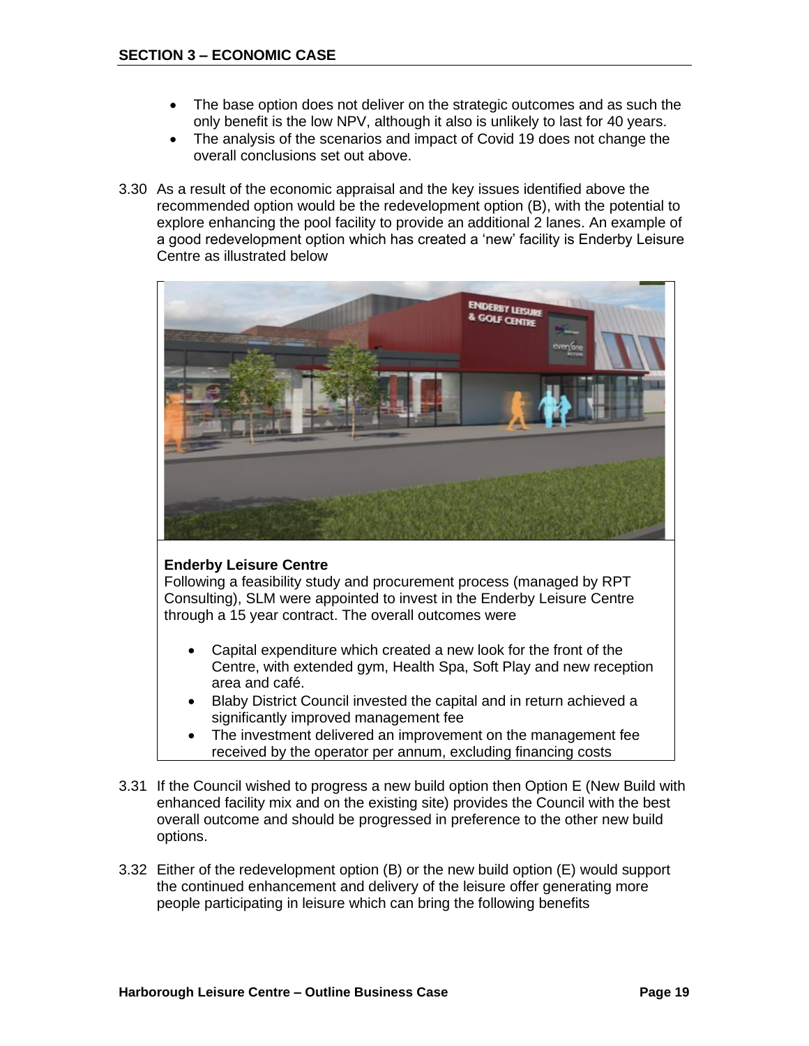## SECTION 3 – ECONOMIC CASE

- The base option does not deliver on the strategic outcomes and as such the only benefit is the low NPV, although it also is unlikely to last for 40 years.
- The analysis of the scenarios and impact of Covid 19 does not change the overall conclusions set out above.

3.30 As a result of the economic appraisal and the key issues identified above the recommended option would be the redevelopment option (B), with the potential to explore enhancing the pool facility to provide an additional 2 lanes. An example of a good redevelopment option which has created a 'new' facility is Enderby Leisure Centre as illustrated below

**Enderby Leisure Centre**
Following a feasibility study and procurement process (managed by RPT Consulting), SLM were appointed to invest in the Enderby Leisure Centre through a 15 year contract. The overall outcomes were

- Capital expenditure which created a new look for the front of the Centre, with extended gym, Health Spa, Soft Play and new reception area and café.
- Blaby District Council invested the capital and in return achieved a significantly improved management fee
- The investment delivered an improvement on the management fee received by the operator per annum, excluding financing costs

3.31 If the Council wished to progress a new build option then Option E (New Build with enhanced facility mix and on the existing site) provides the Council with the best overall outcome and should be progressed in preference to the other new build options.

3.32 Either of the redevelopment option (B) or the new build option (E) would support the continued enhancement and delivery of the leisure offer generating more people participating in leisure which can bring the following benefits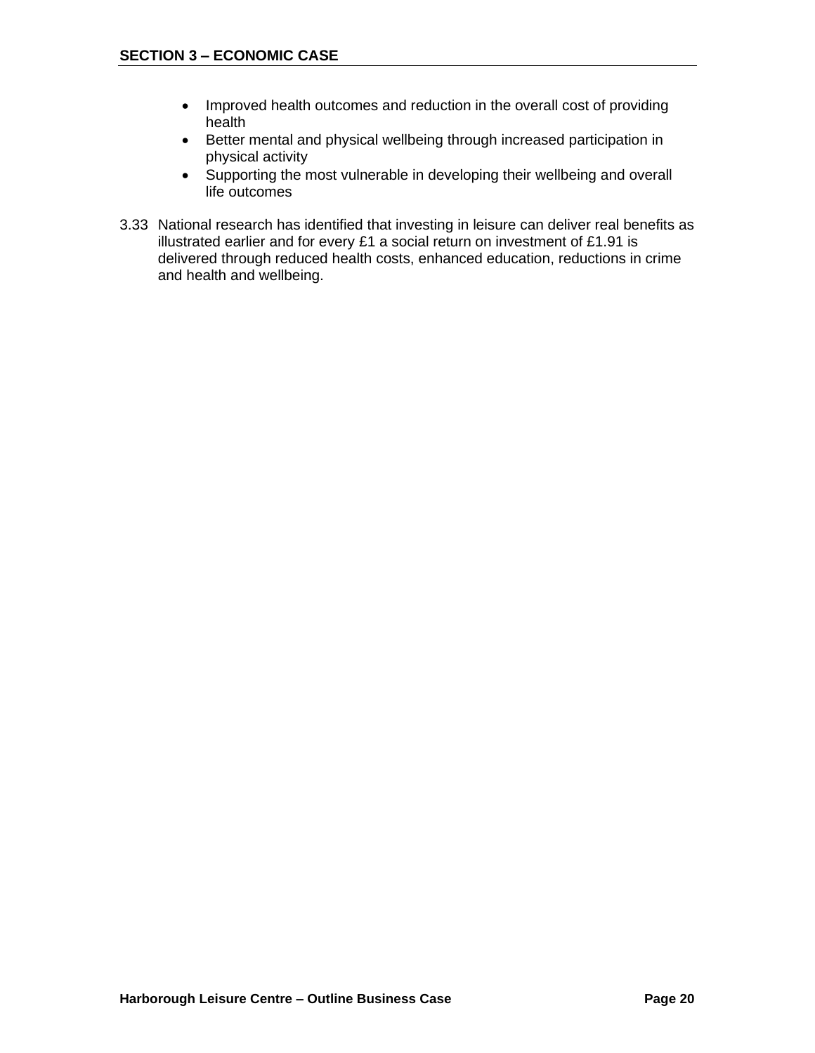- Improved health outcomes and reduction in the overall cost of providing health
- Better mental and physical wellbeing through increased participation in physical activity
- Supporting the most vulnerable in developing their wellbeing and overall life outcomes

3.33 National research has identified that investing in leisure can deliver real benefits as illustrated earlier and for every £1 a social return on investment of £1.91 is delivered through reduced health costs, enhanced education, reductions in crime and health and wellbeing.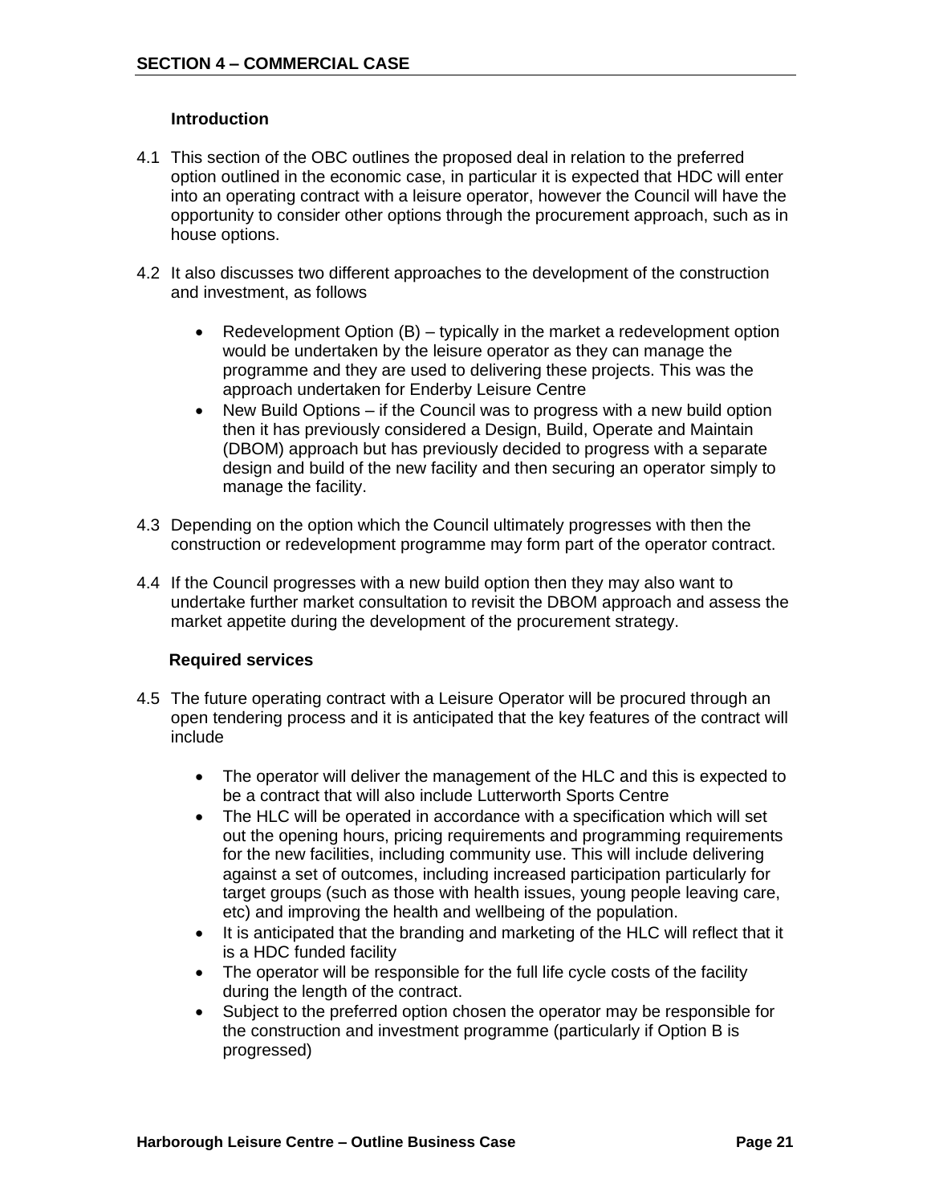## SECTION 4 – COMMERCIAL CASE

### Introduction

4.1 This section of the OBC outlines the proposed deal in relation to the preferred option outlined in the economic case, in particular it is expected that HDC will enter into an operating contract with a leisure operator, however the Council will have the opportunity to consider other options through the procurement approach, such as in house options.

4.2 It also discusses two different approaches to the development of the construction and investment, as follows

- Redevelopment Option (B) – typically in the market a redevelopment option would be undertaken by the leisure operator as they can manage the programme and they are used to delivering these projects. This was the approach undertaken for Enderby Leisure Centre
- New Build Options – if the Council was to progress with a new build option then it has previously considered a Design, Build, Operate and Maintain (DBOM) approach but has previously decided to progress with a separate design and build of the new facility and then securing an operator simply to manage the facility.

4.3 Depending on the option which the Council ultimately progresses with then the construction or redevelopment programme may form part of the operator contract.

4.4 If the Council progresses with a new build option then they may also want to undertake further market consultation to revisit the DBOM approach and assess the market appetite during the development of the procurement strategy.

### Required services

4.5 The future operating contract with a Leisure Operator will be procured through an open tendering process and it is anticipated that the key features of the contract will include

- The operator will deliver the management of the HLC and this is expected to be a contract that will also include Lutterworth Sports Centre
- The HLC will be operated in accordance with a specification which will set out the opening hours, pricing requirements and programming requirements for the new facilities, including community use. This will include delivering against a set of outcomes, including increased participation particularly for target groups (such as those with health issues, young people leaving care, etc) and improving the health and wellbeing of the population.
- It is anticipated that the branding and marketing of the HLC will reflect that it is a HDC funded facility
- The operator will be responsible for the full life cycle costs of the facility during the length of the contract.
- Subject to the preferred option chosen the operator may be responsible for the construction and investment programme (particularly if Option B is progressed)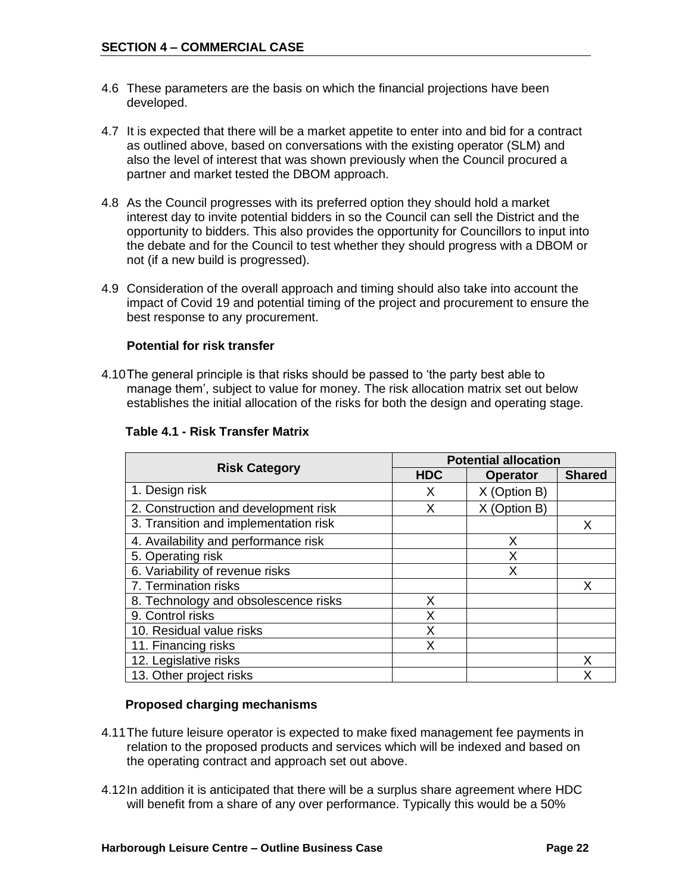4.6 These parameters are the basis on which the financial projections have been developed.

4.7 It is expected that there will be a market appetite to enter into and bid for a contract as outlined above, based on conversations with the existing operator (SLM) and also the level of interest that was shown previously when the Council procured a partner and market tested the DBOM approach.

4.8 As the Council progresses with its preferred option they should hold a market interest day to invite potential bidders in so the Council can sell the District and the opportunity to bidders. This also provides the opportunity for Councillors to input into the debate and for the Council to test whether they should progress with a DBOM or not (if a new build is progressed).

4.9 Consideration of the overall approach and timing should also take into account the impact of Covid 19 and potential timing of the project and procurement to ensure the best response to any procurement.

**Potential for risk transfer**

4.10 The general principle is that risks should be passed to 'the party best able to manage them', subject to value for money. The risk allocation matrix set out below establishes the initial allocation of the risks for both the design and operating stage.

**Table 4.1 - Risk Transfer Matrix**

| Risk Category | Potential allocation | | |
|---|---|---|---|
| | HDC | Operator | Shared |
| 1. Design risk | X | X (Option B) | |
| 2. Construction and development risk | X | X (Option B) | |
| 3. Transition and implementation risk | | | X |
| 4. Availability and performance risk | | X | |
| 5. Operating risk | | X | |
| 6. Variability of revenue risks | | X | |
| 7. Termination risks | | | X |
| 8. Technology and obsolescence risks | X | | |
| 9. Control risks | X | | |
| 10. Residual value risks | X | | |
| 11. Financing risks | X | | |
| 12. Legislative risks | | | X |
| 13. Other project risks | | | X |

**Proposed charging mechanisms**

4.11 The future leisure operator is expected to make fixed management fee payments in relation to the proposed products and services which will be indexed and based on the operating contract and approach set out above.

4.12 In addition it is anticipated that there will be a surplus share agreement where HDC will benefit from a share of any over performance. Typically this would be a 50%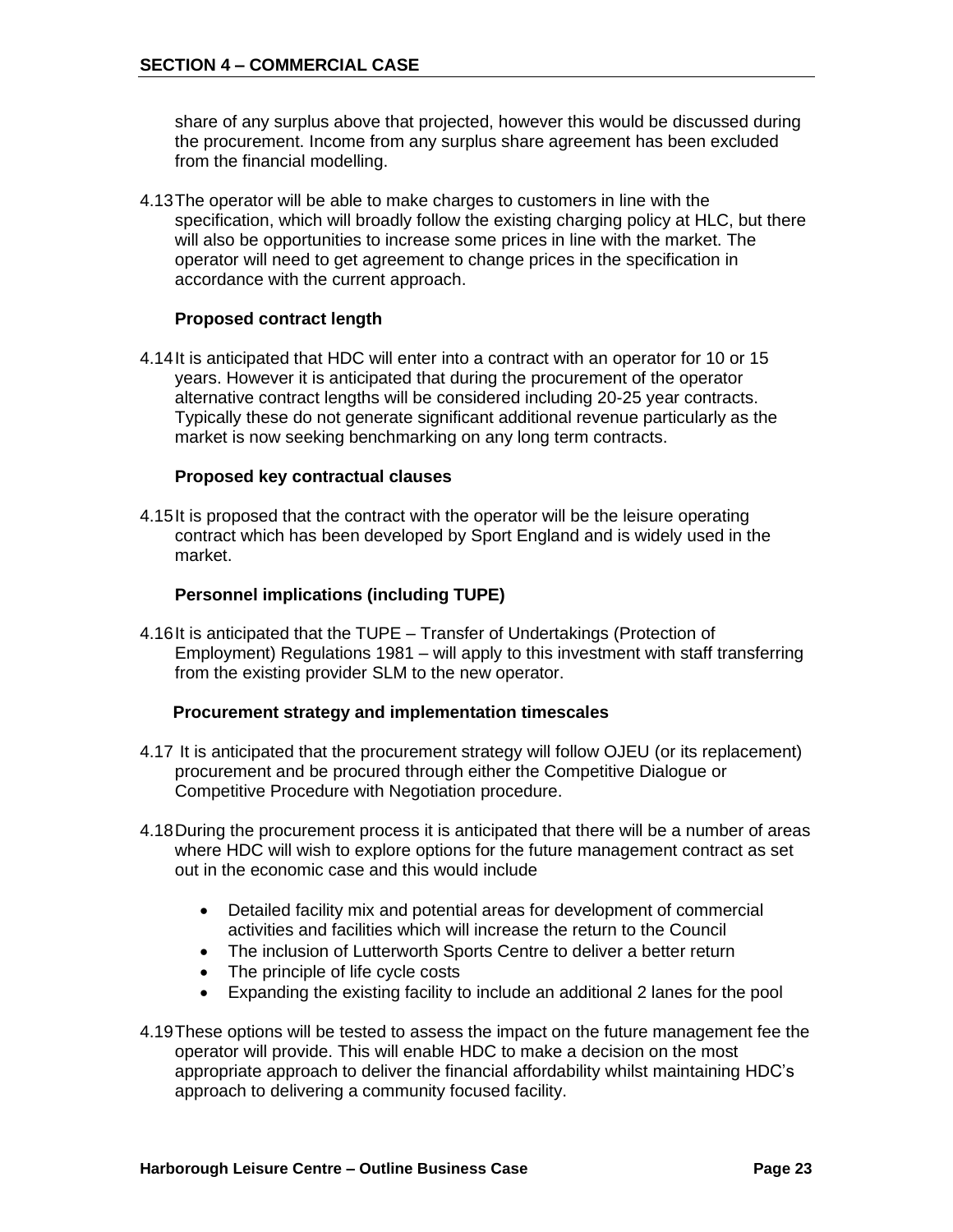share of any surplus above that projected, however this would be discussed during the procurement. Income from any surplus share agreement has been excluded from the financial modelling.

4.13 The operator will be able to make charges to customers in line with the specification, which will broadly follow the existing charging policy at HLC, but there will also be opportunities to increase some prices in line with the market. The operator will need to get agreement to change prices in the specification in accordance with the current approach.

**Proposed contract length**

4.14 It is anticipated that HDC will enter into a contract with an operator for 10 or 15 years. However it is anticipated that during the procurement of the operator alternative contract lengths will be considered including 20-25 year contracts. Typically these do not generate significant additional revenue particularly as the market is now seeking benchmarking on any long term contracts.

**Proposed key contractual clauses**

4.15 It is proposed that the contract with the operator will be the leisure operating contract which has been developed by Sport England and is widely used in the market.

**Personnel implications (including TUPE)**

4.16 It is anticipated that the TUPE – Transfer of Undertakings (Protection of Employment) Regulations 1981 – will apply to this investment with staff transferring from the existing provider SLM to the new operator.

**Procurement strategy and implementation timescales**

4.17 It is anticipated that the procurement strategy will follow OJEU (or its replacement) procurement and be procured through either the Competitive Dialogue or Competitive Procedure with Negotiation procedure.

4.18 During the procurement process it is anticipated that there will be a number of areas where HDC will wish to explore options for the future management contract as set out in the economic case and this would include

- Detailed facility mix and potential areas for development of commercial activities and facilities which will increase the return to the Council
- The inclusion of Lutterworth Sports Centre to deliver a better return
- The principle of life cycle costs
- Expanding the existing facility to include an additional 2 lanes for the pool

4.19 These options will be tested to assess the impact on the future management fee the operator will provide. This will enable HDC to make a decision on the most appropriate approach to deliver the financial affordability whilst maintaining HDC's approach to delivering a community focused facility.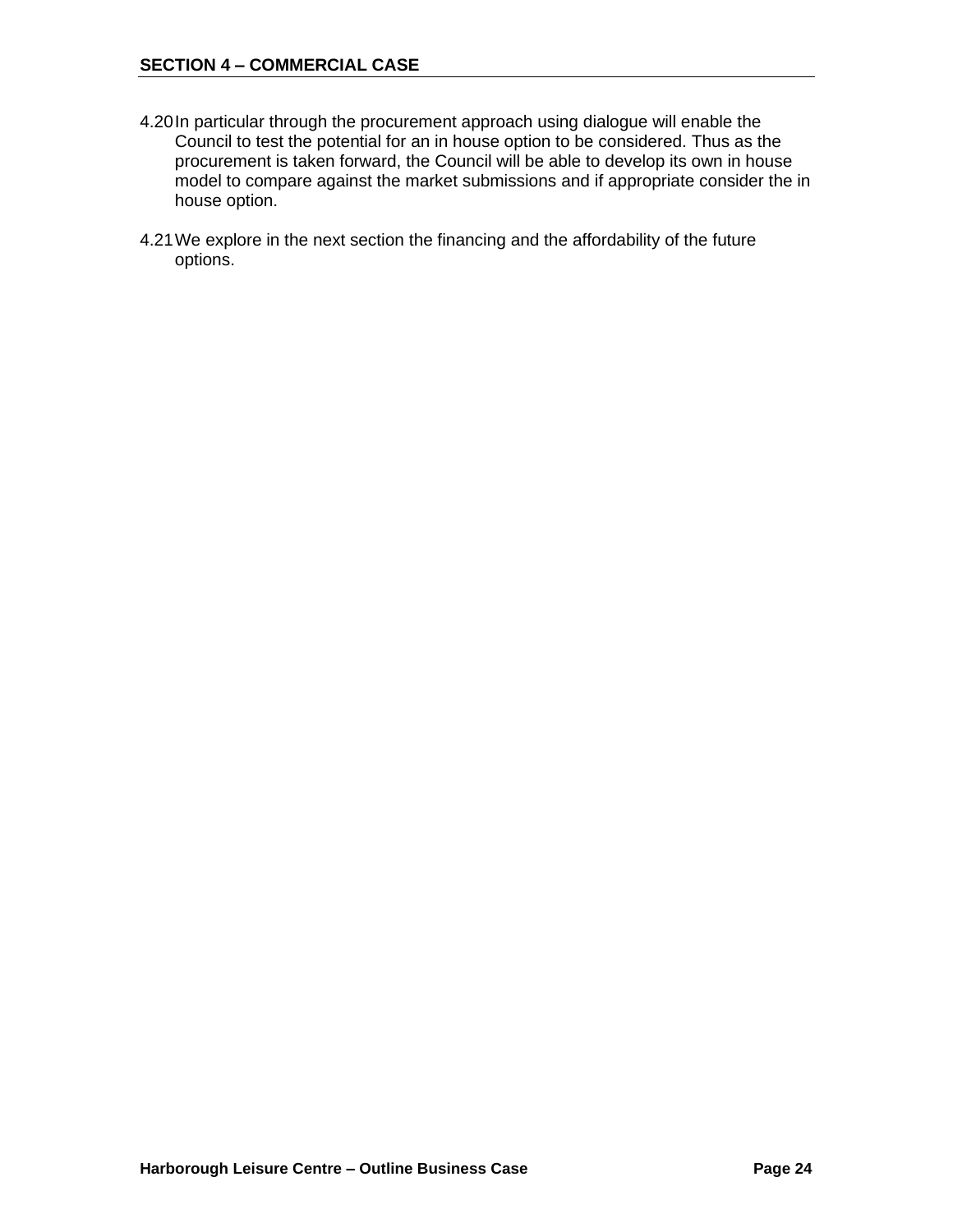4.20 In particular through the procurement approach using dialogue will enable the Council to test the potential for an in house option to be considered. Thus as the procurement is taken forward, the Council will be able to develop its own in house model to compare against the market submissions and if appropriate consider the in house option.

4.21 We explore in the next section the financing and the affordability of the future options.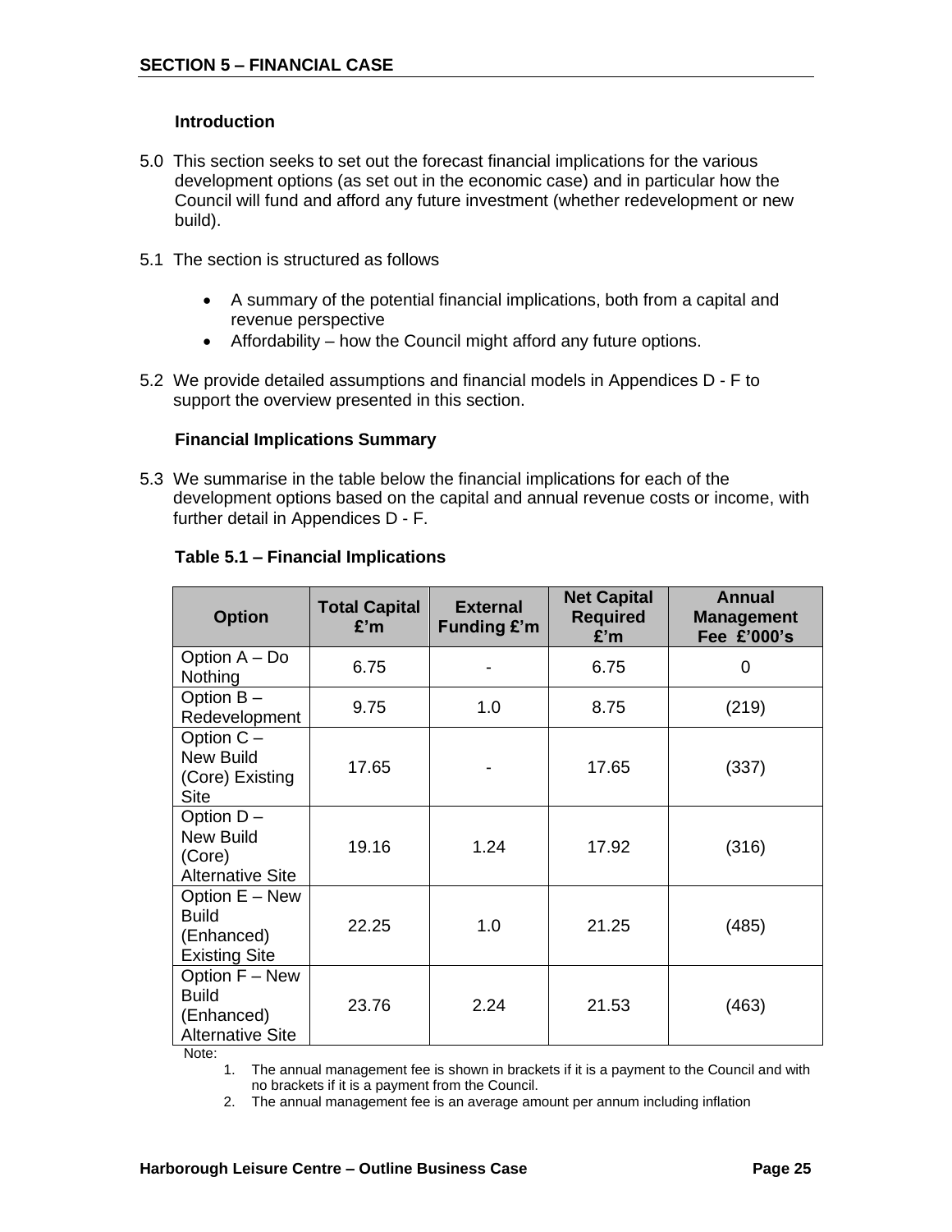## SECTION 5 – FINANCIAL CASE

**Introduction**

5.0 This section seeks to set out the forecast financial implications for the various development options (as set out in the economic case) and in particular how the Council will fund and afford any future investment (whether redevelopment or new build).

5.1 The section is structured as follows

- A summary of the potential financial implications, both from a capital and revenue perspective
- Affordability – how the Council might afford any future options.

5.2 We provide detailed assumptions and financial models in Appendices D - F to support the overview presented in this section.

**Financial Implications Summary**

5.3 We summarise in the table below the financial implications for each of the development options based on the capital and annual revenue costs or income, with further detail in Appendices D - F.

**Table 5.1 – Financial Implications**

| Option | Total Capital £'m | External Funding £'m | Net Capital Required £'m | Annual Management Fee £'000's |
|---|---|---|---|---|
| Option A – Do Nothing | 6.75 | - | 6.75 | 0 |
| Option B – Redevelopment | 9.75 | 1.0 | 8.75 | (219) |
| Option C – New Build (Core) Existing Site | 17.65 | - | 17.65 | (337) |
| Option D – New Build (Core) Alternative Site | 19.16 | 1.24 | 17.92 | (316) |
| Option E – New Build (Enhanced) Existing Site | 22.25 | 1.0 | 21.25 | (485) |
| Option F – New Build (Enhanced) Alternative Site | 23.76 | 2.24 | 21.53 | (463) |

Note:

1. The annual management fee is shown in brackets if it is a payment to the Council and with no brackets if it is a payment from the Council.
2. The annual management fee is an average amount per annum including inflation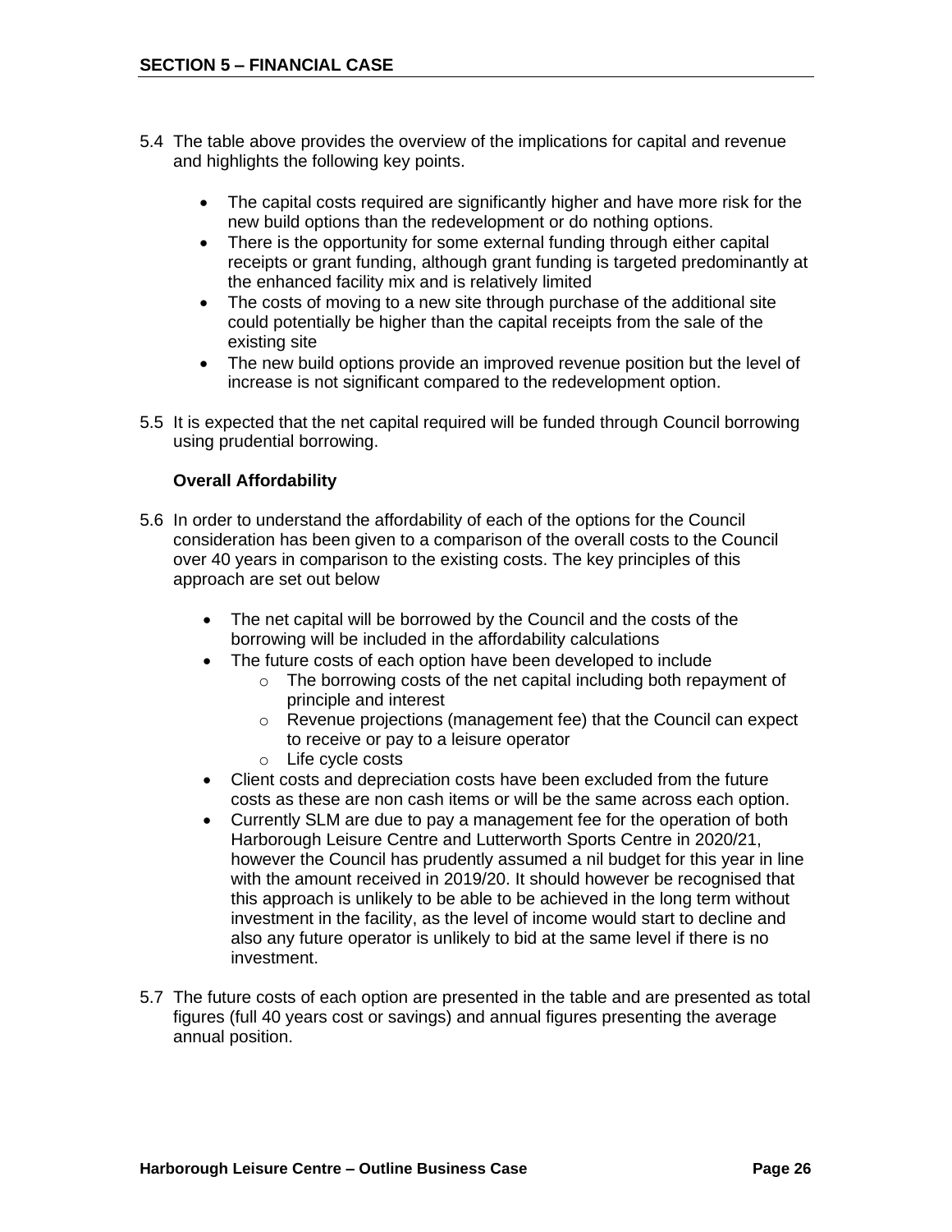## SECTION 5 – FINANCIAL CASE

5.4 The table above provides the overview of the implications for capital and revenue and highlights the following key points.

- The capital costs required are significantly higher and have more risk for the new build options than the redevelopment or do nothing options.
- There is the opportunity for some external funding through either capital receipts or grant funding, although grant funding is targeted predominantly at the enhanced facility mix and is relatively limited
- The costs of moving to a new site through purchase of the additional site could potentially be higher than the capital receipts from the sale of the existing site
- The new build options provide an improved revenue position but the level of increase is not significant compared to the redevelopment option.

5.5 It is expected that the net capital required will be funded through Council borrowing using prudential borrowing.

### Overall Affordability

5.6 In order to understand the affordability of each of the options for the Council consideration has been given to a comparison of the overall costs to the Council over 40 years in comparison to the existing costs. The key principles of this approach are set out below

- The net capital will be borrowed by the Council and the costs of the borrowing will be included in the affordability calculations
- The future costs of each option have been developed to include
  - The borrowing costs of the net capital including both repayment of principle and interest
  - Revenue projections (management fee) that the Council can expect to receive or pay to a leisure operator
  - Life cycle costs
- Client costs and depreciation costs have been excluded from the future costs as these are non cash items or will be the same across each option.
- Currently SLM are due to pay a management fee for the operation of both Harborough Leisure Centre and Lutterworth Sports Centre in 2020/21, however the Council has prudently assumed a nil budget for this year in line with the amount received in 2019/20. It should however be recognised that this approach is unlikely to be able to be achieved in the long term without investment in the facility, as the level of income would start to decline and also any future operator is unlikely to bid at the same level if there is no investment.

5.7 The future costs of each option are presented in the table and are presented as total figures (full 40 years cost or savings) and annual figures presenting the average annual position.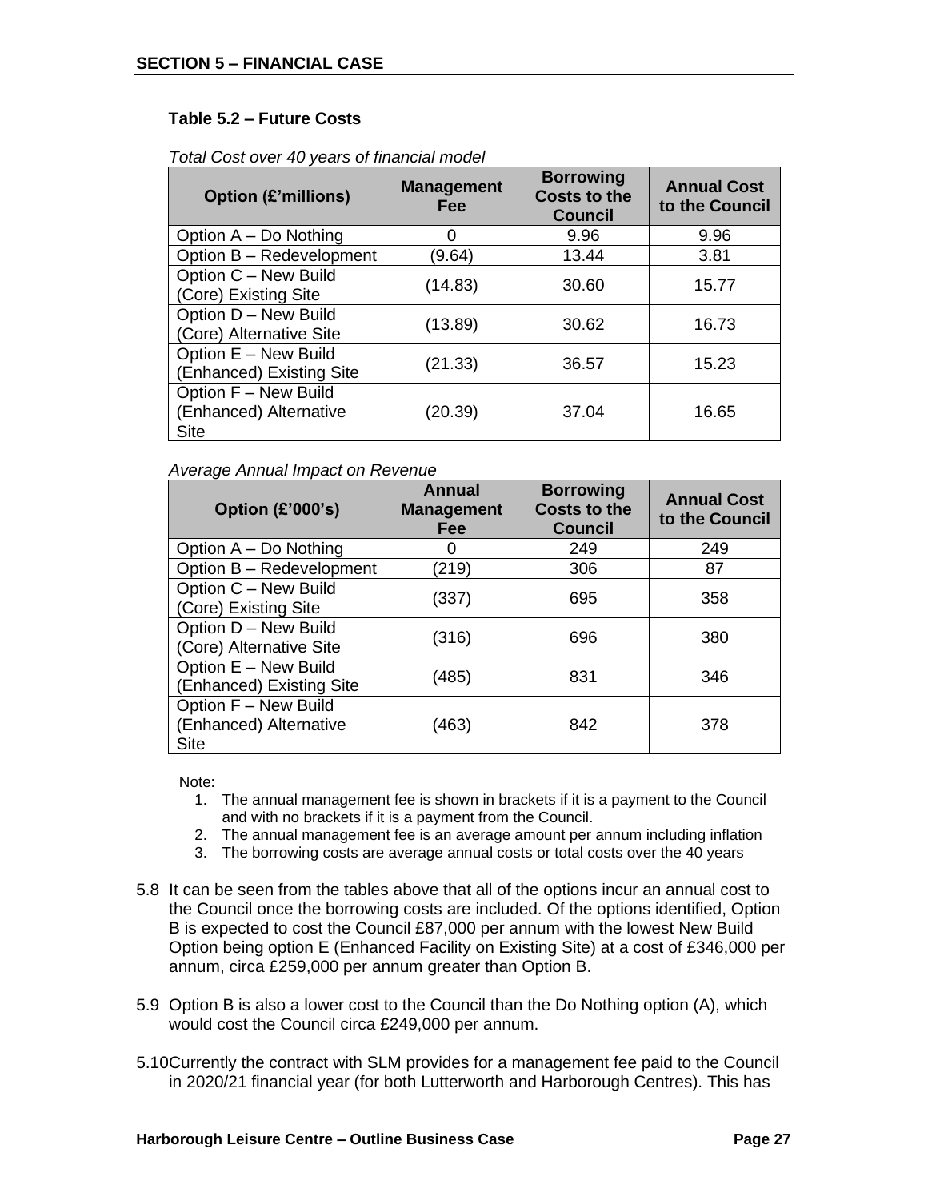**Table 5.2 – Future Costs**

*Total Cost over 40 years of financial model*

| Option (£'millions) | Management Fee | Borrowing Costs to the Council | Annual Cost to the Council |
|---|---|---|---|
| Option A – Do Nothing | 0 | 9.96 | 9.96 |
| Option B – Redevelopment | (9.64) | 13.44 | 3.81 |
| Option C – New Build (Core) Existing Site | (14.83) | 30.60 | 15.77 |
| Option D – New Build (Core) Alternative Site | (13.89) | 30.62 | 16.73 |
| Option E – New Build (Enhanced) Existing Site | (21.33) | 36.57 | 15.23 |
| Option F – New Build (Enhanced) Alternative Site | (20.39) | 37.04 | 16.65 |

*Average Annual Impact on Revenue*

| Option (£'000's) | Annual Management Fee | Borrowing Costs to the Council | Annual Cost to the Council |
|---|---|---|---|
| Option A – Do Nothing | 0 | 249 | 249 |
| Option B – Redevelopment | (219) | 306 | 87 |
| Option C – New Build (Core) Existing Site | (337) | 695 | 358 |
| Option D – New Build (Core) Alternative Site | (316) | 696 | 380 |
| Option E – New Build (Enhanced) Existing Site | (485) | 831 | 346 |
| Option F – New Build (Enhanced) Alternative Site | (463) | 842 | 378 |

Note:

1. The annual management fee is shown in brackets if it is a payment to the Council and with no brackets if it is a payment from the Council.
2. The annual management fee is an average amount per annum including inflation
3. The borrowing costs are average annual costs or total costs over the 40 years

5.8 It can be seen from the tables above that all of the options incur an annual cost to the Council once the borrowing costs are included. Of the options identified, Option B is expected to cost the Council £87,000 per annum with the lowest New Build Option being option E (Enhanced Facility on Existing Site) at a cost of £346,000 per annum, circa £259,000 per annum greater than Option B.

5.9 Option B is also a lower cost to the Council than the Do Nothing option (A), which would cost the Council circa £249,000 per annum.

5.10 Currently the contract with SLM provides for a management fee paid to the Council in 2020/21 financial year (for both Lutterworth and Harborough Centres). This has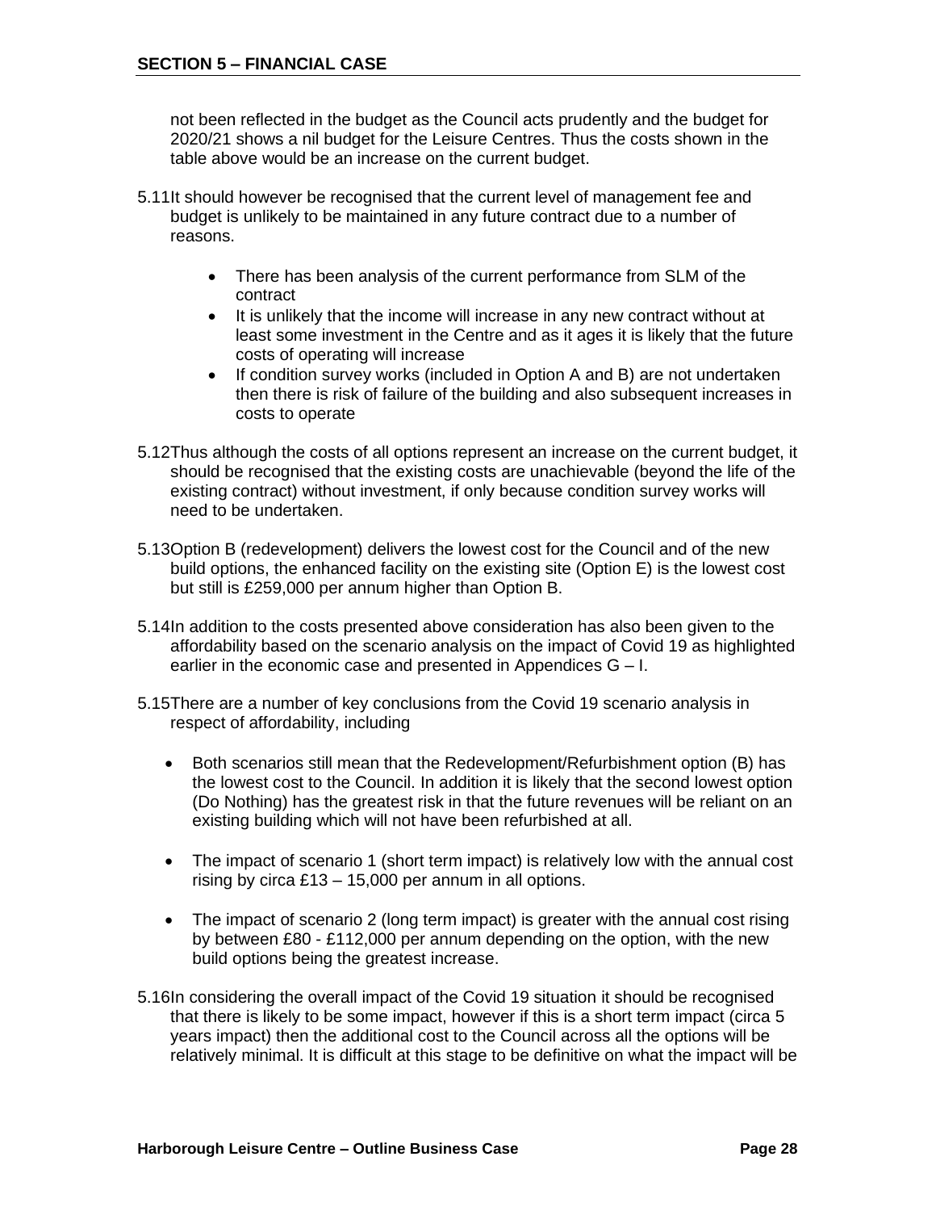not been reflected in the budget as the Council acts prudently and the budget for 2020/21 shows a nil budget for the Leisure Centres. Thus the costs shown in the table above would be an increase on the current budget.

5.11 It should however be recognised that the current level of management fee and budget is unlikely to be maintained in any future contract due to a number of reasons.

- There has been analysis of the current performance from SLM of the contract
- It is unlikely that the income will increase in any new contract without at least some investment in the Centre and as it ages it is likely that the future costs of operating will increase
- If condition survey works (included in Option A and B) are not undertaken then there is risk of failure of the building and also subsequent increases in costs to operate

5.12 Thus although the costs of all options represent an increase on the current budget, it should be recognised that the existing costs are unachievable (beyond the life of the existing contract) without investment, if only because condition survey works will need to be undertaken.

5.13 Option B (redevelopment) delivers the lowest cost for the Council and of the new build options, the enhanced facility on the existing site (Option E) is the lowest cost but still is £259,000 per annum higher than Option B.

5.14 In addition to the costs presented above consideration has also been given to the affordability based on the scenario analysis on the impact of Covid 19 as highlighted earlier in the economic case and presented in Appendices G – I.

5.15 There are a number of key conclusions from the Covid 19 scenario analysis in respect of affordability, including

- Both scenarios still mean that the Redevelopment/Refurbishment option (B) has the lowest cost to the Council. In addition it is likely that the second lowest option (Do Nothing) has the greatest risk in that the future revenues will be reliant on an existing building which will not have been refurbished at all.
- The impact of scenario 1 (short term impact) is relatively low with the annual cost rising by circa £13 – 15,000 per annum in all options.
- The impact of scenario 2 (long term impact) is greater with the annual cost rising by between £80 - £112,000 per annum depending on the option, with the new build options being the greatest increase.

5.16 In considering the overall impact of the Covid 19 situation it should be recognised that there is likely to be some impact, however if this is a short term impact (circa 5 years impact) then the additional cost to the Council across all the options will be relatively minimal. It is difficult at this stage to be definitive on what the impact will be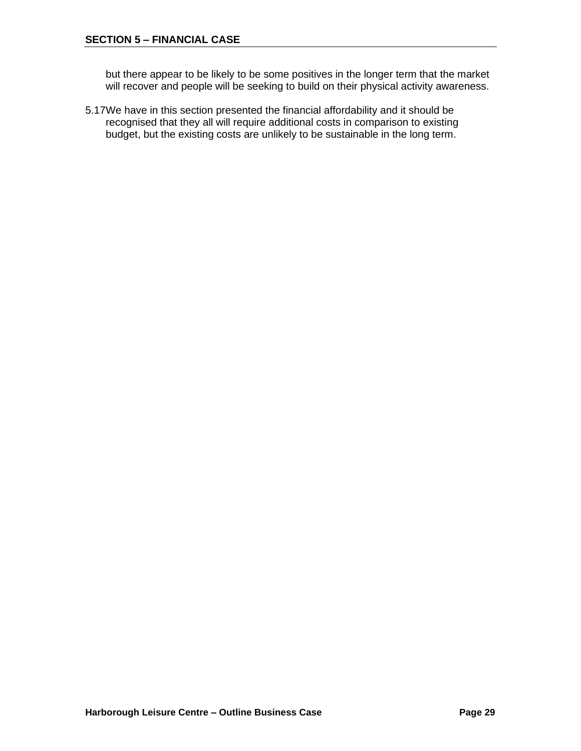but there appear to be likely to be some positives in the longer term that the market will recover and people will be seeking to build on their physical activity awareness.

5.17 We have in this section presented the financial affordability and it should be recognised that they all will require additional costs in comparison to existing budget, but the existing costs are unlikely to be sustainable in the long term.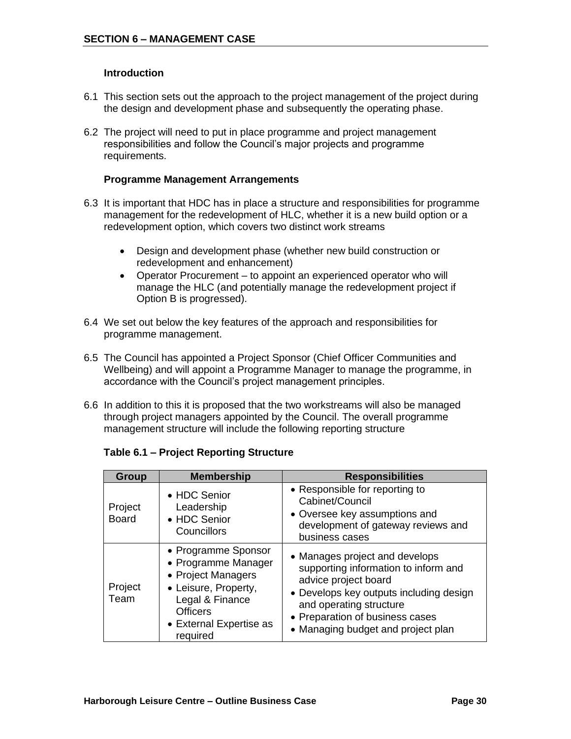## SECTION 6 – MANAGEMENT CASE

### Introduction

6.1 This section sets out the approach to the project management of the project during the design and development phase and subsequently the operating phase.

6.2 The project will need to put in place programme and project management responsibilities and follow the Council's major projects and programme requirements.

### Programme Management Arrangements

6.3 It is important that HDC has in place a structure and responsibilities for programme management for the redevelopment of HLC, whether it is a new build option or a redevelopment option, which covers two distinct work streams

- Design and development phase (whether new build construction or redevelopment and enhancement)
- Operator Procurement – to appoint an experienced operator who will manage the HLC (and potentially manage the redevelopment project if Option B is progressed).

6.4 We set out below the key features of the approach and responsibilities for programme management.

6.5 The Council has appointed a Project Sponsor (Chief Officer Communities and Wellbeing) and will appoint a Programme Manager to manage the programme, in accordance with the Council's project management principles.

6.6 In addition to this it is proposed that the two workstreams will also be managed through project managers appointed by the Council. The overall programme management structure will include the following reporting structure

**Table 6.1 – Project Reporting Structure**

| Group | Membership | Responsibilities |
|---|---|---|
| Project Board | • HDC Senior Leadership<br>• HDC Senior Councillors | • Responsible for reporting to Cabinet/Council<br>• Oversee key assumptions and development of gateway reviews and business cases |
| Project Team | • Programme Sponsor<br>• Programme Manager<br>• Project Managers<br>• Leisure, Property, Legal & Finance Officers<br>• External Expertise as required | • Manages project and develops supporting information to inform and advice project board<br>• Develops key outputs including design and operating structure<br>• Preparation of business cases<br>• Managing budget and project plan |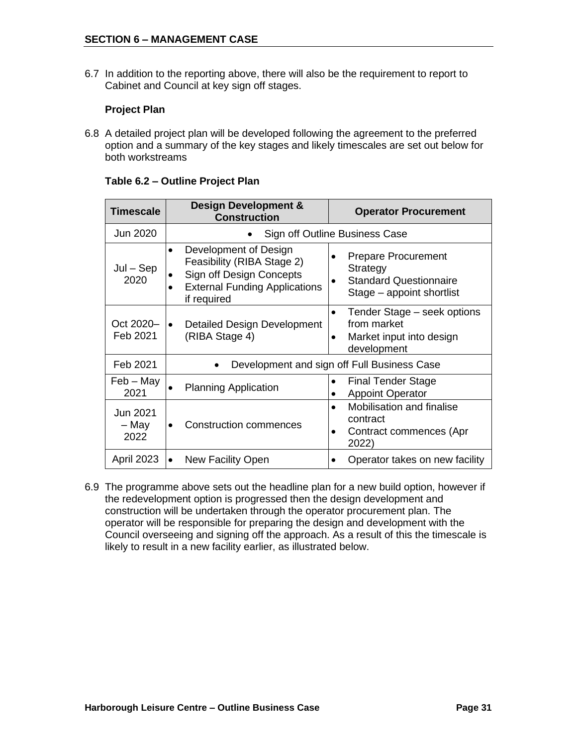## SECTION 6 – MANAGEMENT CASE

6.7 In addition to the reporting above, there will also be the requirement to report to Cabinet and Council at key sign off stages.

**Project Plan**

6.8 A detailed project plan will be developed following the agreement to the preferred option and a summary of the key stages and likely timescales are set out below for both workstreams

**Table 6.2 – Outline Project Plan**

| Timescale | Design Development & Construction | Operator Procurement |
|---|---|---|
| Jun 2020 | • Sign off Outline Business Case | |
| Jul – Sep 2020 | • Development of Design Feasibility (RIBA Stage 2)<br>• Sign off Design Concepts<br>• External Funding Applications if required | • Prepare Procurement Strategy<br>• Standard Questionnaire Stage – appoint shortlist |
| Oct 2020– Feb 2021 | • Detailed Design Development (RIBA Stage 4) | • Tender Stage – seek options from market<br>• Market input into design development |
| Feb 2021 | • Development and sign off Full Business Case | |
| Feb – May 2021 | • Planning Application | • Final Tender Stage<br>• Appoint Operator |
| Jun 2021 – May 2022 | • Construction commences | • Mobilisation and finalise contract<br>• Contract commences (Apr 2022) |
| April 2023 | • New Facility Open | • Operator takes on new facility |

6.9 The programme above sets out the headline plan for a new build option, however if the redevelopment option is progressed then the design development and construction will be undertaken through the operator procurement plan. The operator will be responsible for preparing the design and development with the Council overseeing and signing off the approach. As a result of this the timescale is likely to result in a new facility earlier, as illustrated below.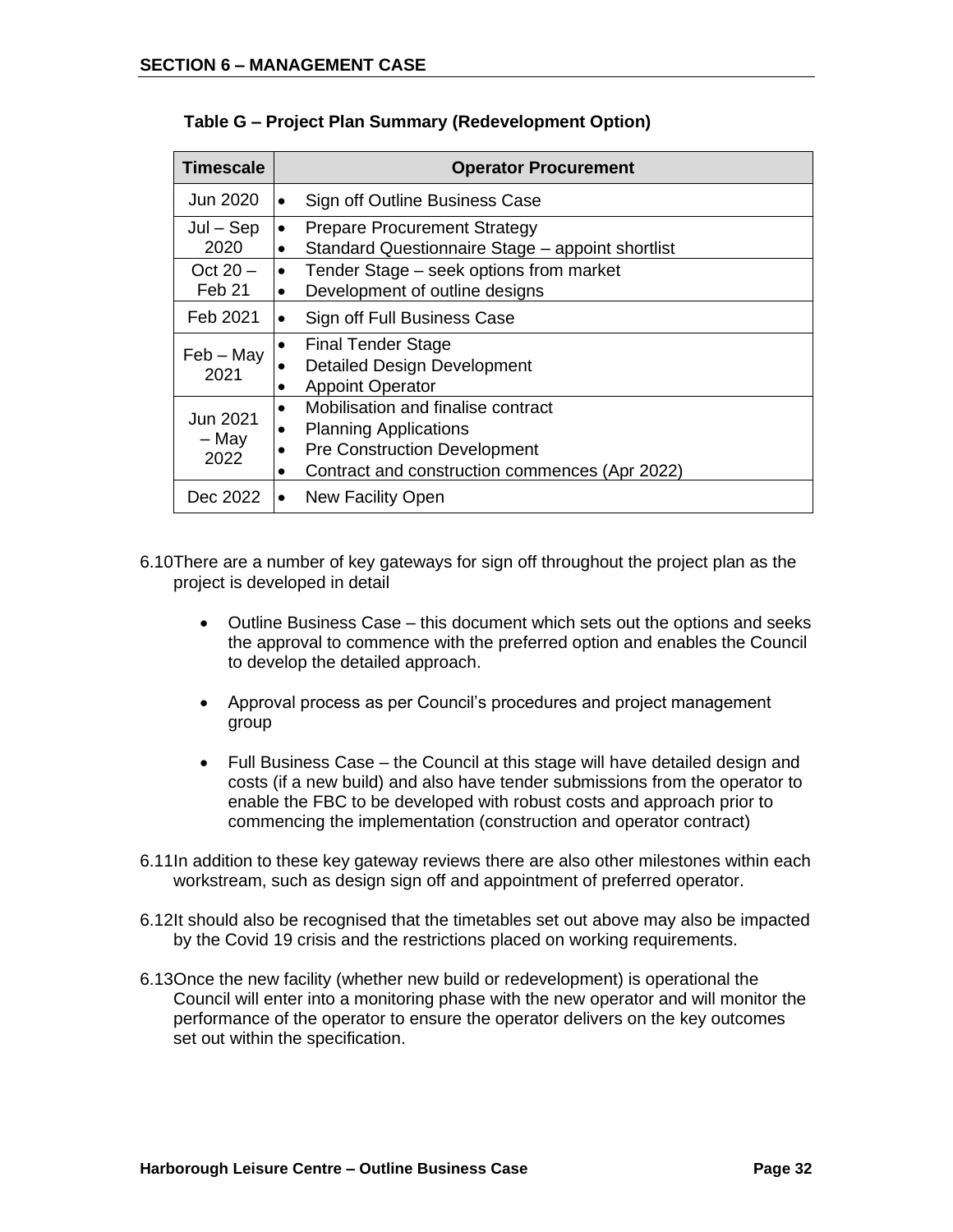**Table G – Project Plan Summary (Redevelopment Option)**

| Timescale | Operator Procurement |
|---|---|
| Jun 2020 | • Sign off Outline Business Case |
| Jul – Sep 2020 | • Prepare Procurement Strategy<br>• Standard Questionnaire Stage – appoint shortlist |
| Oct 20 – Feb 21 | • Tender Stage – seek options from market<br>• Development of outline designs |
| Feb 2021 | • Sign off Full Business Case |
| Feb – May 2021 | • Final Tender Stage<br>• Detailed Design Development<br>• Appoint Operator |
| Jun 2021 – May 2022 | • Mobilisation and finalise contract<br>• Planning Applications<br>• Pre Construction Development<br>• Contract and construction commences (Apr 2022) |
| Dec 2022 | • New Facility Open |

6.10 There are a number of key gateways for sign off throughout the project plan as the project is developed in detail

- Outline Business Case – this document which sets out the options and seeks the approval to commence with the preferred option and enables the Council to develop the detailed approach.

- Approval process as per Council's procedures and project management group

- Full Business Case – the Council at this stage will have detailed design and costs (if a new build) and also have tender submissions from the operator to enable the FBC to be developed with robust costs and approach prior to commencing the implementation (construction and operator contract)

6.11 In addition to these key gateway reviews there are also other milestones within each workstream, such as design sign off and appointment of preferred operator.

6.12 It should also be recognised that the timetables set out above may also be impacted by the Covid 19 crisis and the restrictions placed on working requirements.

6.13 Once the new facility (whether new build or redevelopment) is operational the Council will enter into a monitoring phase with the new operator and will monitor the performance of the operator to ensure the operator delivers on the key outcomes set out within the specification.